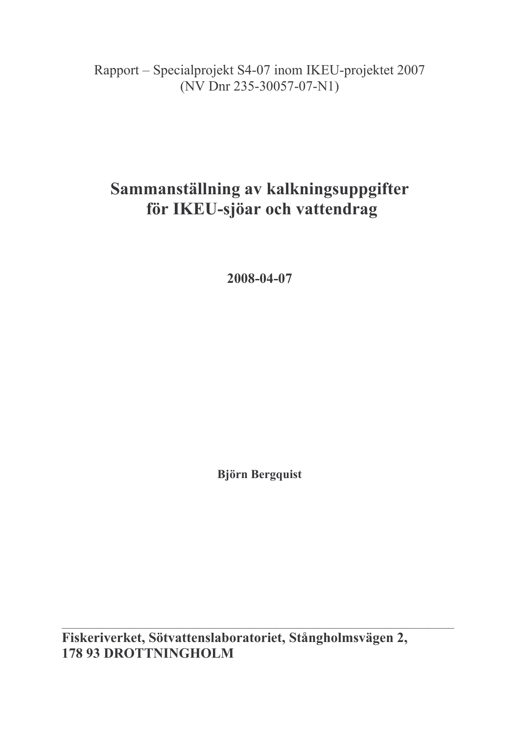Rapport – Specialprojekt S4-07 inom IKEU-projektet 2007
(NV Dnr 235-30057-07-N1)

# Sammanställning av kalkningsuppgifter för IKEU-sjöar och vattendrag

**2008-04-07**

**Björn Bergquist**

---

**Fiskeriverket, Sötvattenslaboratoriet, Stångholmsvägen 2,
178 93 DROTTNINGHOLM**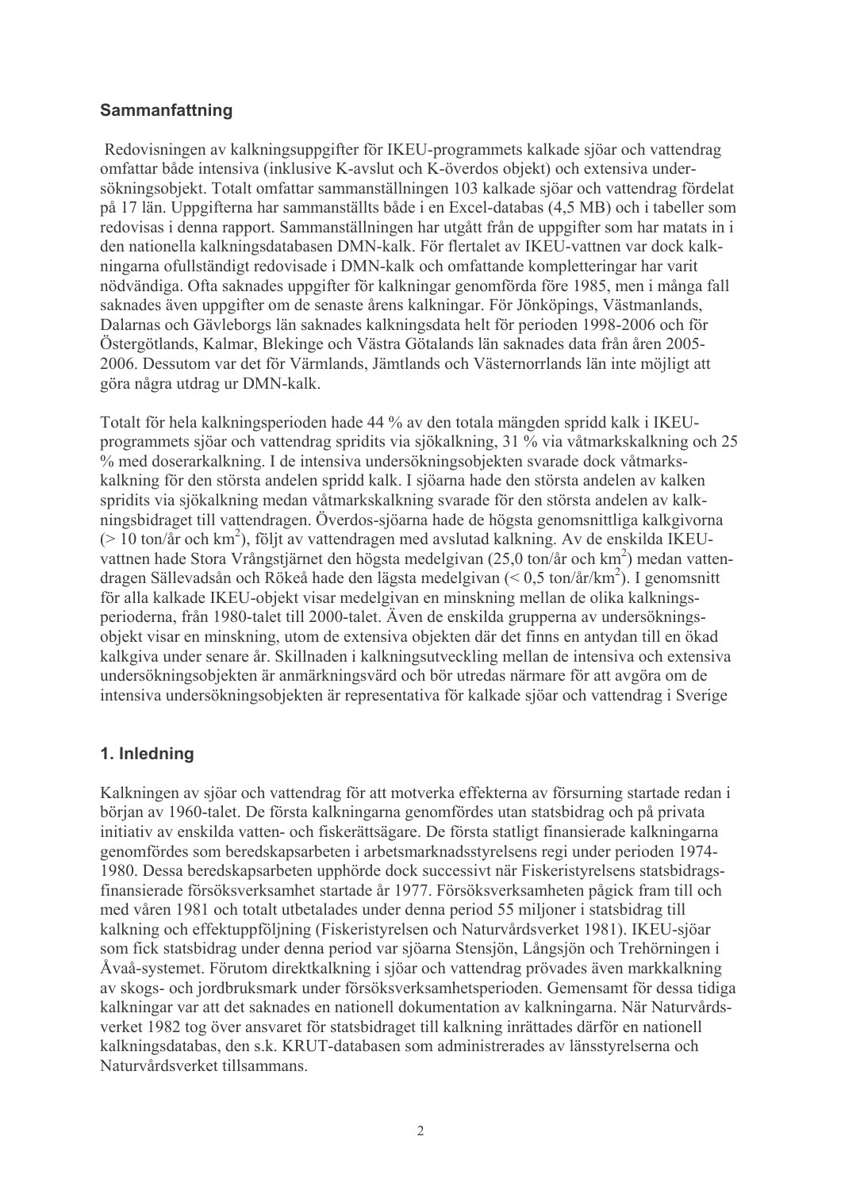## Sammanfattning

Redovisningen av kalkningsuppgifter för IKEU-programmets kalkade sjöar och vattendrag omfattar både intensiva (inklusive K-avslut och K-överdos objekt) och extensiva undersökningsobjekt. Totalt omfattar sammanställningen 103 kalkade sjöar och vattendrag fördelat på 17 län. Uppgifterna har sammanställts både i en Excel-databas (4,5 MB) och i tabeller som redovisas i denna rapport. Sammanställningen har utgått från de uppgifter som har matats in i den nationella kalkningsdatabasen DMN-kalk. För flertalet av IKEU-vattnen var dock kalkningarna ofullständigt redovisade i DMN-kalk och omfattande kompletteringar har varit nödvändiga. Ofta saknades uppgifter för kalkningar genomförda före 1985, men i många fall saknades även uppgifter om de senaste årens kalkningar. För Jönköpings, Västmanlands, Dalarnas och Gävleborgs län saknades kalkningsdata helt för perioden 1998-2006 och för Östergötlands, Kalmar, Blekinge och Västra Götalands län saknades data från åren 2005-2006. Dessutom var det för Värmlands, Jämtlands och Västernorrlands län inte möjligt att göra några utdrag ur DMN-kalk.

Totalt för hela kalkningsperioden hade 44 % av den totala mängden spridd kalk i IKEU-programmets sjöar och vattendrag spridits via sjökalkning, 31 % via våtmarkskalkning och 25 % med doserarkalkning. I de intensiva undersökningsobjekten svarade dock våtmarkskalkning för den största andelen spridd kalk. I sjöarna hade den största andelen av kalken spridits via sjökalkning medan våtmarkskalkning svarade för den största andelen av kalkningsbidraget till vattendragen. Överdos-sjöarna hade de högsta genomsnittliga kalkgivorna (> 10 ton/år och km$^2$), följt av vattendragen med avslutad kalkning. Av de enskilda IKEU-vattnen hade Stora Vrångstjärnet den högsta medelgivan (25,0 ton/år och km$^2$) medan vattendragen Sällevadsån och Rökeå hade den lägsta medelgivan (< 0,5 ton/år/km$^2$). I genomsnitt för alla kalkade IKEU-objekt visar medelgivan en minskning mellan de olika kalkningsperioderna, från 1980-talet till 2000-talet. Även de enskilda grupperna av undersökningsobjekt visar en minskning, utom de extensiva objekten där det finns en antydan till en ökad kalkgiva under senare år. Skillnaden i kalkningsutveckling mellan de intensiva och extensiva undersökningsobjekten är anmärkningsvärd och bör utredas närmare för att avgöra om de intensiva undersökningsobjekten är representativa för kalkade sjöar och vattendrag i Sverige

## 1. Inledning

Kalkningen av sjöar och vattendrag för att motverka effekterna av försurning startade redan i början av 1960-talet. De första kalkningarna genomfördes utan statsbidrag och på privata initiativ av enskilda vatten- och fiskerättsägare. De första statligt finansierade kalkningarna genomfördes som beredskapsarbeten i arbetsmarknadsstyrelsens regi under perioden 1974-1980. Dessa beredskapsarbeten upphörde dock successivt när Fiskeristyrelsens statsbidragsfinansierade försöksverksamhet startade år 1977. Försöksverksamheten pågick fram till och med våren 1981 och totalt utbetalades under denna period 55 miljoner i statsbidrag till kalkning och effektuppföljning (Fiskeristyrelsen och Naturvårdsverket 1981). IKEU-sjöar som fick statsbidrag under denna period var sjöarna Stensjön, Långsjön och Trehörningen i Åvaå-systemet. Förutom direktkalkning i sjöar och vattendrag prövades även markkalkning av skogs- och jordbruksmark under försöksverksamhetsperioden. Gemensamt för dessa tidiga kalkningar var att det saknades en nationell dokumentation av kalkningarna. När Naturvårdsverket 1982 tog över ansvaret för statsbidraget till kalkning inrättades därför en nationell kalkningsdatabas, den s.k. KRUT-databasen som administrerades av länsstyrelserna och Naturvårdsverket tillsammans.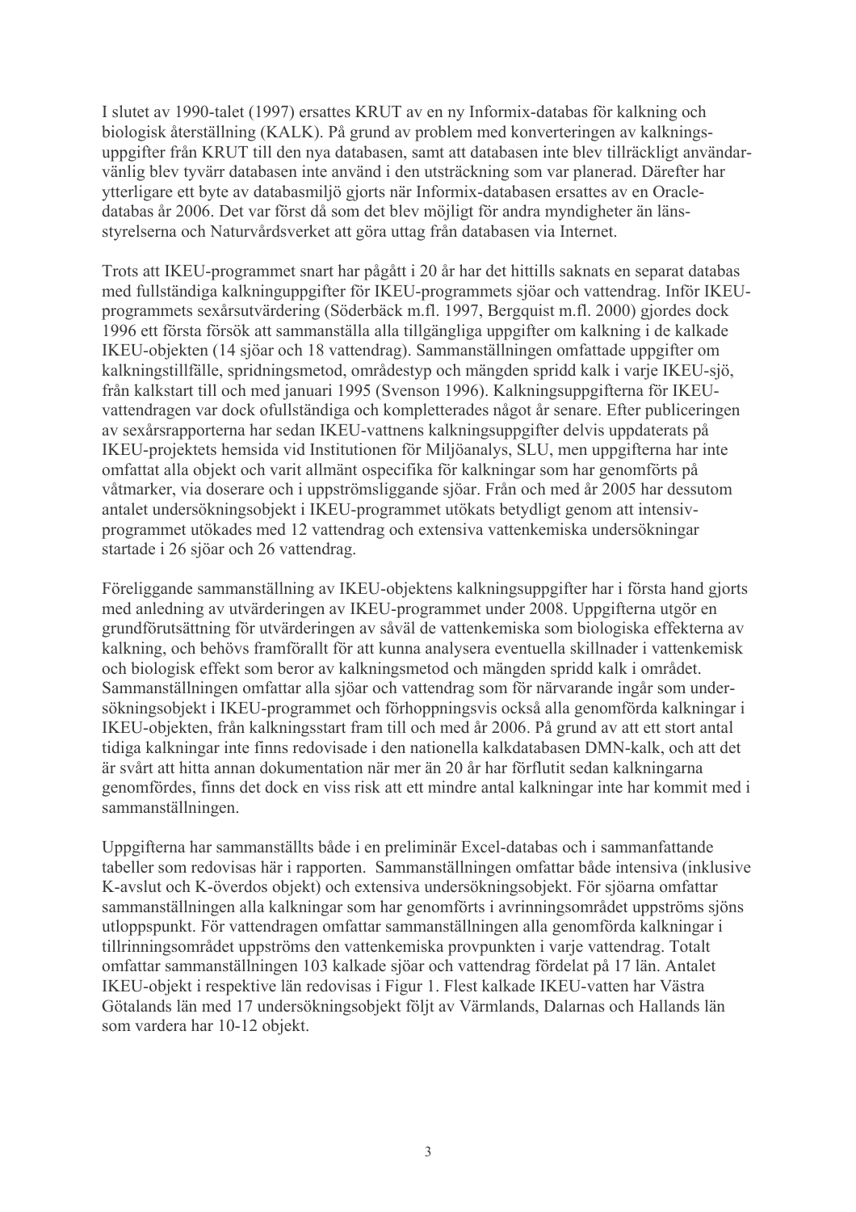I slutet av 1990-talet (1997) ersattes KRUT av en ny Informix-databas för kalkning och biologisk återställning (KALK). På grund av problem med konverteringen av kalknings-uppgifter från KRUT till den nya databasen, samt att databasen inte blev tillräckligt användar-vänlig blev tyvärr databasen inte använd i den utsträckning som var planerad. Därefter har ytterligare ett byte av databasmiljö gjorts när Informix-databasen ersattes av en Oracle-databas år 2006. Det var först då som det blev möjligt för andra myndigheter än läns-styrelserna och Naturvårdsverket att göra uttag från databasen via Internet.

Trots att IKEU-programmet snart har pågått i 20 år har det hittills saknats en separat databas med fullständiga kalkninguppgifter för IKEU-programmets sjöar och vattendrag. Inför IKEU-programmets sexårsutvärdering (Söderbäck m.fl. 1997, Bergquist m.fl. 2000) gjordes dock 1996 ett första försök att sammanställa alla tillgängliga uppgifter om kalkning i de kalkade IKEU-objekten (14 sjöar och 18 vattendrag). Sammanställningen omfattade uppgifter om kalkningstillfälle, spridningsmetod, områdestyp och mängden spridd kalk i varje IKEU-sjö, från kalkstart till och med januari 1995 (Svenson 1996). Kalkningsuppgifterna för IKEU-vattendragen var dock ofullständiga och kompletterades något år senare. Efter publiceringen av sexårsrapporterna har sedan IKEU-vattnens kalkningsuppgifter delvis uppdaterats på IKEU-projektets hemsida vid Institutionen för Miljöanalys, SLU, men uppgifterna har inte omfattat alla objekt och varit allmänt ospecifika för kalkningar som har genomförts på våtmarker, via doserare och i uppströmsliggande sjöar. Från och med år 2005 har dessutom antalet undersökningsobjekt i IKEU-programmet utökats betydligt genom att intensiv-programmet utökades med 12 vattendrag och extensiva vattenkemiska undersökningar startade i 26 sjöar och 26 vattendrag.

Föreliggande sammanställning av IKEU-objektens kalkningsuppgifter har i första hand gjorts med anledning av utvärderingen av IKEU-programmet under 2008. Uppgifterna utgör en grundförutsättning för utvärderingen av såväl de vattenkemiska som biologiska effekterna av kalkning, och behövs framförallt för att kunna analysera eventuella skillnader i vattenkemisk och biologisk effekt som beror av kalkningsmetod och mängden spridd kalk i området. Sammanställningen omfattar alla sjöar och vattendrag som för närvarande ingår som under-sökningsobjekt i IKEU-programmet och förhoppningsvis också alla genomförda kalkningar i IKEU-objekten, från kalkningsstart fram till och med år 2006. På grund av att ett stort antal tidiga kalkningar inte finns redovisade i den nationella kalkdatabasen DMN-kalk, och att det är svårt att hitta annan dokumentation när mer än 20 år har förflutit sedan kalkningarna genomfördes, finns det dock en viss risk att ett mindre antal kalkningar inte har kommit med i sammanställningen.

Uppgifterna har sammanställts både i en preliminär Excel-databas och i sammanfattande tabeller som redovisas här i rapporten. Sammanställningen omfattar både intensiva (inklusive K-avslut och K-överdos objekt) och extensiva undersökningsobjekt. För sjöarna omfattar sammanställningen alla kalkningar som har genomförts i avrinningsområdet uppströms sjöns utloppspunkt. För vattendragen omfattar sammanställningen alla genomförda kalkningar i tillrinningsområdet uppströms den vattenkemiska provpunkten i varje vattendrag. Totalt omfattar sammanställningen 103 kalkade sjöar och vattendrag fördelat på 17 län. Antalet IKEU-objekt i respektive län redovisas i Figur 1. Flest kalkade IKEU-vatten har Västra Götalands län med 17 undersökningsobjekt följt av Värmlands, Dalarnas och Hallands län som vardera har 10-12 objekt.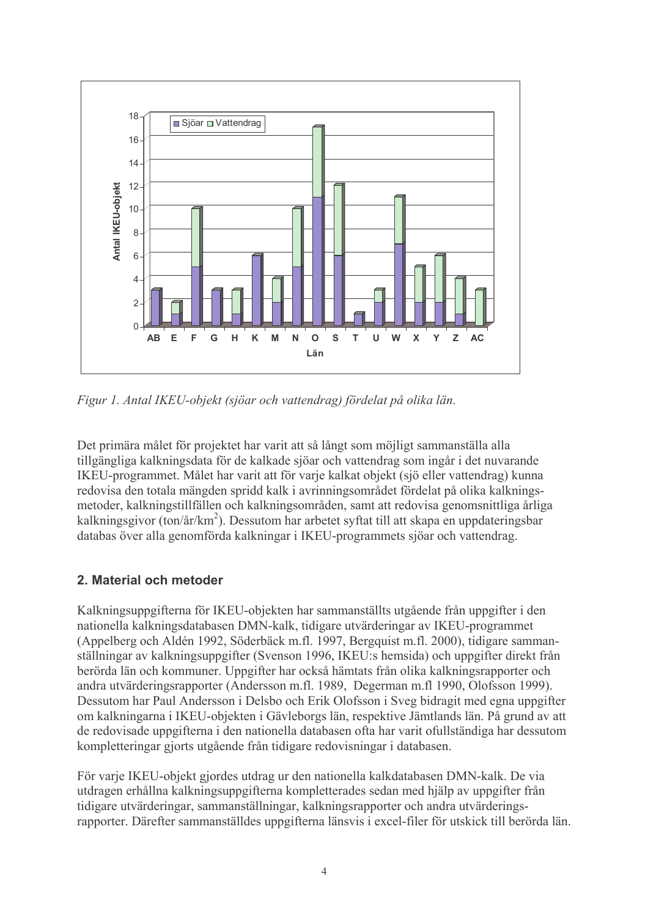*Figur 1. Antal IKEU-objekt (sjöar och vattendrag) fördelat på olika län.*

Det primära målet för projektet har varit att så långt som möjligt sammanställa alla tillgängliga kalkningsdata för de kalkade sjöar och vattendrag som ingår i det nuvarande IKEU-programmet. Målet har varit att för varje kalkat objekt (sjö eller vattendrag) kunna redovisa den totala mängden spridd kalk i avrinningsområdet fördelat på olika kalkningsmetoder, kalkningstillfällen och kalkningsområden, samt att redovisa genomsnittliga årliga kalkningsgivor (ton/år/km$^2$). Dessutom har arbetet syftat till att skapa en uppdateringsbar databas över alla genomförda kalkningar i IKEU-programmets sjöar och vattendrag.

## 2. Material och metoder

Kalkningsuppgifterna för IKEU-objekten har sammanställts utgående från uppgifter i den nationella kalkningsdatabasen DMN-kalk, tidigare utvärderingar av IKEU-programmet (Appelberg och Aldén 1992, Söderbäck m.fl. 1997, Bergquist m.fl. 2000), tidigare sammanställningar av kalkningsuppgifter (Svenson 1996, IKEU:s hemsida) och uppgifter direkt från berörda län och kommuner. Uppgifter har också hämtats från olika kalkningsrapporter och andra utvärderingsrapporter (Andersson m.fl. 1989, Degerman m.fl 1990, Olofsson 1999). Dessutom har Paul Andersson i Delsbo och Erik Olofsson i Sveg bidragit med egna uppgifter om kalkningarna i IKEU-objekten i Gävleborgs län, respektive Jämtlands län. På grund av att de redovisade uppgifterna i den nationella databasen ofta har varit ofullständiga har dessutom kompletteringar gjorts utgående från tidigare redovisningar i databasen.

För varje IKEU-objekt gjordes utdrag ur den nationella kalkdatabasen DMN-kalk. De via utdragen erhållna kalkningsuppgifterna kompletterades sedan med hjälp av uppgifter från tidigare utvärderingar, sammanställningar, kalkningsrapporter och andra utvärderingsrapporter. Därefter sammanställdes uppgifterna länsvis i excel-filer för utskick till berörda län.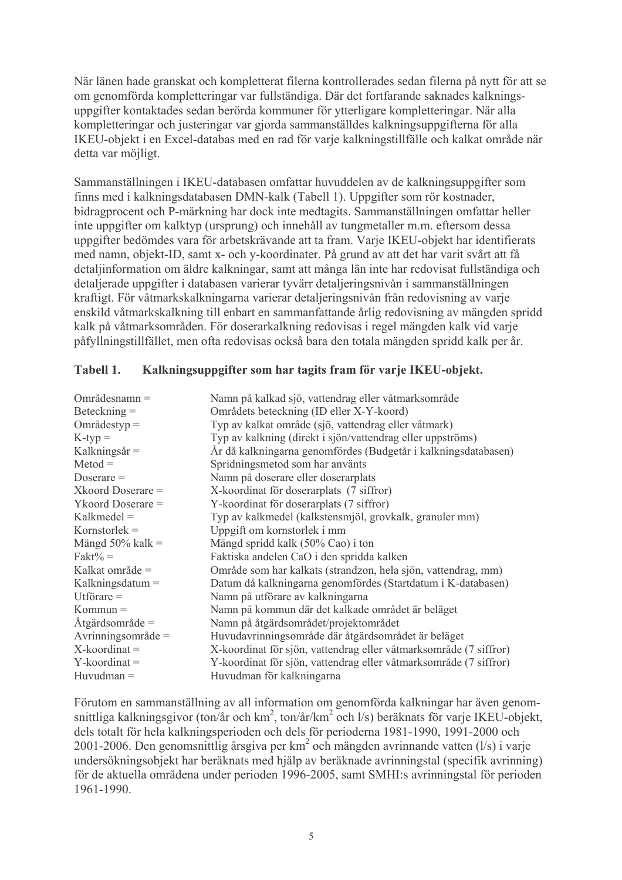När länen hade granskat och kompletterat filerna kontrollerades sedan filerna på nytt för att se om genomförda kompletteringar var fullständiga. Där det fortfarande saknades kalkningsuppgifter kontaktades sedan berörda kommuner för ytterligare kompletteringar. När alla kompletteringar och justeringar var gjorda sammanställdes kalkningsuppgifterna för alla IKEU-objekt i en Excel-databas med en rad för varje kalkningstillfälle och kalkat område när detta var möjligt.

Sammanställningen i IKEU-databasen omfattar huvuddelen av de kalkningsuppgifter som finns med i kalkningsdatabasen DMN-kalk (Tabell 1). Uppgifter som rör kostnader, bidragprocent och P-märkning har dock inte medtagits. Sammanställningen omfattar heller inte uppgifter om kalktyp (ursprung) och innehåll av tungmetaller m.m. eftersom dessa uppgifter bedömdes vara för arbetskrävande att ta fram. Varje IKEU-objekt har identifierats med namn, objekt-ID, samt x- och y-koordinater. På grund av att det har varit svårt att få detaljinformation om äldre kalkningar, samt att många län inte har redovisat fullständiga och detaljerade uppgifter i databasen varierar tyvärr detaljeringsnivån i sammanställningen kraftigt. För våtmarkskalkningarna varierar detaljeringsnivån från redovisning av varje enskild våtmarkskalkning till enbart en sammanfattande årlig redovisning av mängden spridd kalk på våtmarksområden. För doserarkalkning redovisas i regel mängden kalk vid varje påfyllningstillfället, men ofta redovisas också bara den totala mängden spridd kalk per år.

**Tabell 1. Kalkningsuppgifter som har tagits fram för varje IKEU-objekt.**

| | |
|---|---|
| Områdesnamn = | Namn på kalkad sjö, vattendrag eller våtmarksområde |
| Beteckning = | Områdets beteckning (ID eller X-Y-koord) |
| Områdestyp = | Typ av kalkat område (sjö, vattendrag eller våtmark) |
| K-typ = | Typ av kalkning (direkt i sjön/vattendrag eller uppströms) |
| Kalkningsår = | År då kalkningarna genomfördes (Budgetår i kalkningsdatabasen) |
| Metod = | Spridningsmetod som har använts |
| Doserare = | Namn på doserare eller doserarplats |
| Xkoord Doserare = | X-koordinat för doserarplats (7 siffror) |
| Ykoord Doserare = | Y-koordinat för doserarplats (7 siffror) |
| Kalkmedel = | Typ av kalkmedel (kalkstensmjöl, grovkalk, granuler mm) |
| Kornstorlek = | Uppgift om kornstorlek i mm |
| Mängd 50% kalk = | Mängd spridd kalk (50% Cao) i ton |
| Fakt% = | Faktiska andelen CaO i den spridda kalken |
| Kalkat område = | Område som har kalkats (strandzon, hela sjön, vattendrag, mm) |
| Kalkningsdatum = | Datum då kalkningarna genomfördes (Startdatum i K-databasen) |
| Utförare = | Namn på utförare av kalkningarna |
| Kommun = | Namn på kommun där det kalkade området är beläget |
| Åtgärdsområde = | Namn på åtgärdsområdet/projektområdet |
| Avrinningsområde = | Huvudavrinningsområde där åtgärdsområdet är beläget |
| X-koordinat = | X-koordinat för sjön, vattendrag eller våtmarksområde (7 siffror) |
| Y-koordinat = | Y-koordinat för sjön, vattendrag eller våtmarksområde (7 siffror) |
| Huvudman = | Huvudman för kalkningarna |

Förutom en sammanställning av all information om genomförda kalkningar har även genomsnittliga kalkningsgivor (ton/år och km$^2$, ton/år/km$^2$ och l/s) beräknats för varje IKEU-objekt, dels totalt för hela kalkningsperioden och dels för perioderna 1981-1990, 1991-2000 och 2001-2006. Den genomsnittlig årsgiva per km$^2$ och mängden avrinnande vatten (l/s) i varje undersökningsobjekt har beräknats med hjälp av beräknade avrinningstal (specifik avrinning) för de aktuella områdena under perioden 1996-2005, samt SMHI:s avrinningstal för perioden 1961-1990.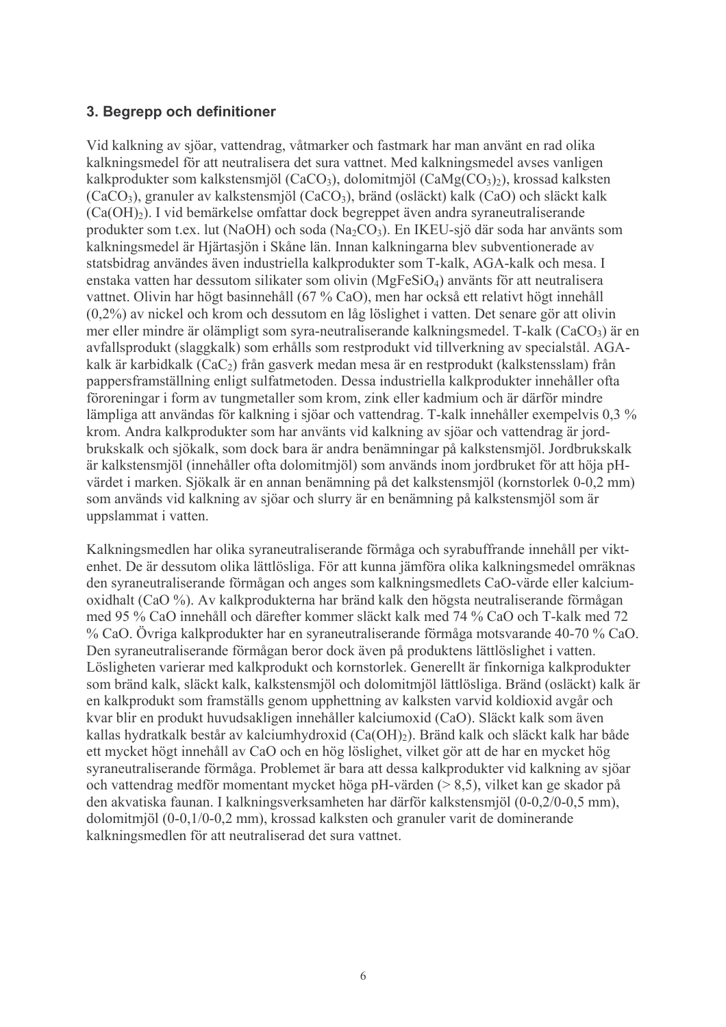### 3. Begrepp och definitioner

Vid kalkning av sjöar, vattendrag, våtmarker och fastmark har man använt en rad olika kalkningsmedel för att neutralisera det sura vattnet. Med kalkningsmedel avses vanligen kalkprodukter som kalkstensmjöl ($CaCO_3$), dolomitmjöl ($CaMg(CO_3)_2$), krossad kalksten ($CaCO_3$), granuler av kalkstensmjöl ($CaCO_3$), bränd (osläckt) kalk ($CaO$) och släckt kalk ($Ca(OH)_2$). I vid bemärkelse omfattar dock begreppet även andra syraneutraliserande produkter som t.ex. lut ($NaOH$) och soda ($Na_2CO_3$). En IKEU-sjö där soda har använts som kalkningsmedel är Hjärtasjön i Skåne län. Innan kalkningarna blev subventionerade av statsbidrag användes även industriella kalkprodukter som T-kalk, AGA-kalk och mesa. I enstaka vatten har dessutom silikater som olivin ($MgFeSiO_4$) använts för att neutralisera vattnet. Olivin har högt basinnehåll (67 % CaO), men har också ett relativt högt innehåll (0,2%) av nickel och krom och dessutom en låg löslighet i vatten. Det senare gör att olivin mer eller mindre är olämpligt som syra-neutraliserande kalkningsmedel. T-kalk ($CaCO_3$) är en avfallsprodukt (slaggkalk) som erhålls som restprodukt vid tillverkning av specialstål. AGA-kalk är karbidkalk ($CaC_2$) från gasverk medan mesa är en restprodukt (kalkstensslam) från pappersframställning enligt sulfatmetoden. Dessa industriella kalkprodukter innehåller ofta föroreningar i form av tungmetaller som krom, zink eller kadmium och är därför mindre lämpliga att användas för kalkning i sjöar och vattendrag. T-kalk innehåller exempelvis 0,3 % krom. Andra kalkprodukter som har använts vid kalkning av sjöar och vattendrag är jordbrukskalk och sjökalk, som dock bara är andra benämningar på kalkstensmjöl. Jordbrukskalk är kalkstensmjöl (innehåller ofta dolomitmjöl) som används inom jordbruket för att höja pH-värdet i marken. Sjökalk är en annan benämning på det kalkstensmjöl (kornstorlek 0-0,2 mm) som används vid kalkning av sjöar och slurry är en benämning på kalkstensmjöl som är uppslammat i vatten.

Kalkningsmedlen har olika syraneutraliserande förmåga och syrabuffrande innehåll per viktenhet. De är dessutom olika lättlösliga. För att kunna jämföra olika kalkningsmedel omräknas den syraneutraliserande förmågan och anges som kalkningsmedlets CaO-värde eller kalciumoxidhalt (CaO %). Av kalkprodukterna har bränd kalk den högsta neutraliserande förmågan med 95 % CaO innehåll och därefter kommer släckt kalk med 74 % CaO och T-kalk med 72 % CaO. Övriga kalkprodukter har en syraneutraliserande förmåga motsvarande 40-70 % CaO. Den syraneutraliserande förmågan beror dock även på produktens lättlöslighet i vatten. Lösligheten varierar med kalkprodukt och kornstorlek. Generellt är finkorniga kalkprodukter som bränd kalk, släckt kalk, kalkstensmjöl och dolomitmjöl lättlösliga. Bränd (osläckt) kalk är en kalkprodukt som framställs genom upphettning av kalksten varvid koldioxid avgår och kvar blir en produkt huvudsakligen innehåller kalciumoxid (CaO). Släckt kalk som även kallas hydratkalk består av kalciumhydroxid ($Ca(OH)_2$). Bränd kalk och släckt kalk har både ett mycket högt innehåll av CaO och en hög löslighet, vilket gör att de har en mycket hög syraneutraliserande förmåga. Problemet är bara att dessa kalkprodukter vid kalkning av sjöar och vattendrag medför momentant mycket höga pH-värden (> 8,5), vilket kan ge skador på den akvatiska faunan. I kalkningsverksamheten har därför kalkstensmjöl (0-0,2/0-0,5 mm), dolomitmjöl (0-0,1/0-0,2 mm), krossad kalksten och granuler varit de dominerande kalkningsmedlen för att neutraliserad det sura vattnet.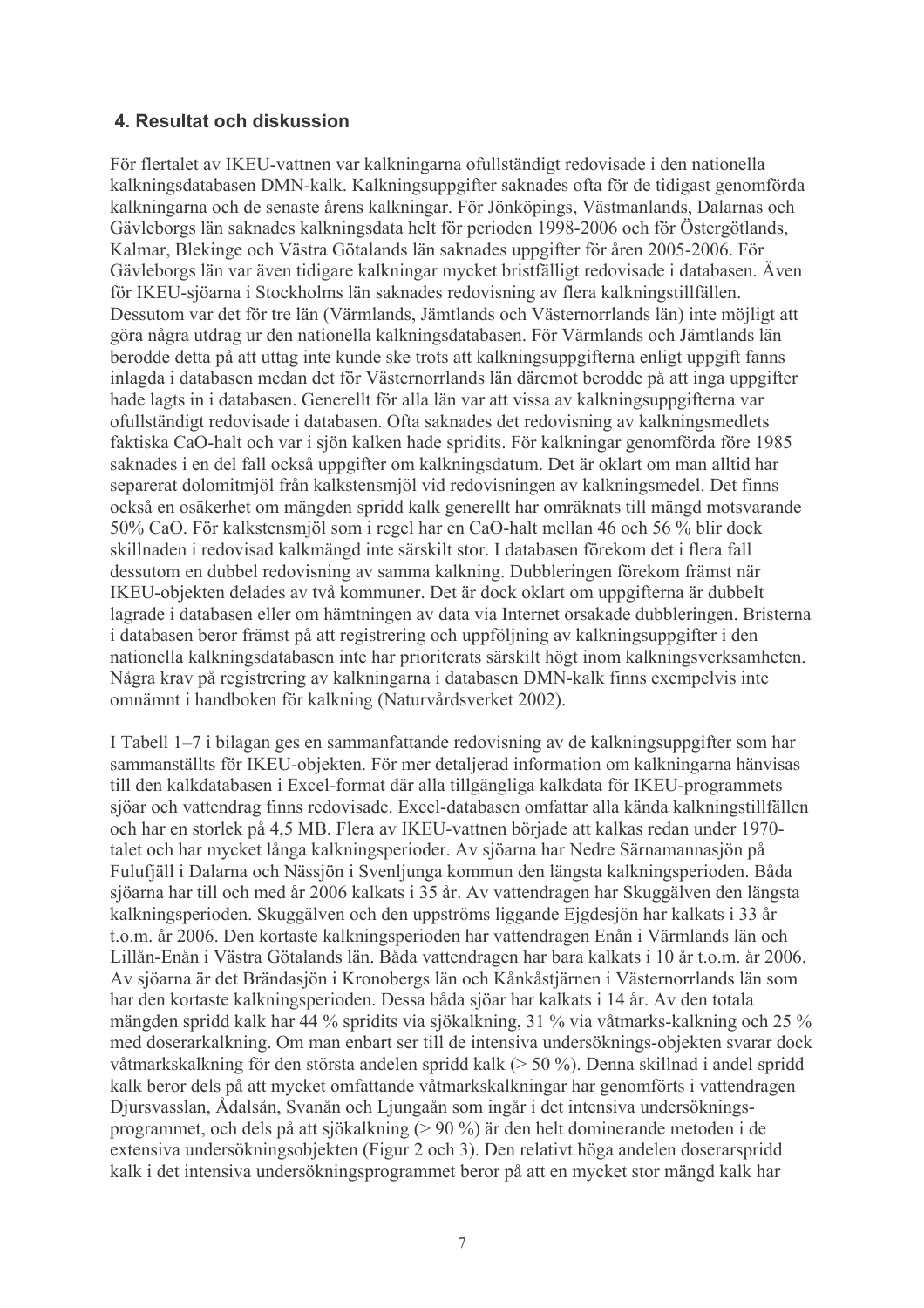## 4. Resultat och diskussion

För flertalet av IKEU-vattnen var kalkningarna ofullständigt redovisade i den nationella kalkningsdatabasen DMN-kalk. Kalkningsuppgifter saknades ofta för de tidigast genomförda kalkningarna och de senaste årens kalkningar. För Jönköpings, Västmanlands, Dalarnas och Gävleborgs län saknades kalkningsdata helt för perioden 1998-2006 och för Östergötlands, Kalmar, Blekinge och Västra Götalands län saknades uppgifter för åren 2005-2006. För Gävleborgs län var även tidigare kalkningar mycket bristfälligt redovisade i databasen. Även för IKEU-sjöarna i Stockholms län saknades redovisning av flera kalkningstillfällen. Dessutom var det för tre län (Värmlands, Jämtlands och Västernorrlands län) inte möjligt att göra några utdrag ur den nationella kalkningsdatabasen. För Värmlands och Jämtlands län berodde detta på att uttag inte kunde ske trots att kalkningsuppgifterna enligt uppgift fanns inlagda i databasen medan det för Västernorrlands län däremot berodde på att inga uppgifter hade lagts in i databasen. Generellt för alla län var att vissa av kalkningsuppgifterna var ofullständigt redovisade i databasen. Ofta saknades det redovisning av kalkningsmedlets faktiska CaO-halt och var i sjön kalken hade spridits. För kalkningar genomförda före 1985 saknades i en del fall också uppgifter om kalkningsdatum. Det är oklart om man alltid har separerat dolomitmjöl från kalkstensmjöl vid redovisningen av kalkningsmedel. Det finns också en osäkerhet om mängden spridd kalk generellt har omräknats till mängd motsvarande 50% CaO. För kalkstensmjöl som i regel har en CaO-halt mellan 46 och 56 % blir dock skillnaden i redovisad kalkmängd inte särskilt stor. I databasen förekom det i flera fall dessutom en dubbel redovisning av samma kalkning. Dubbleringen förekom främst när IKEU-objekten delades av två kommuner. Det är dock oklart om uppgifterna är dubbelt lagrade i databasen eller om hämtningen av data via Internet orsakade dubbleringen. Bristerna i databasen beror främst på att registrering och uppföljning av kalkningsuppgifter i den nationella kalkningsdatabasen inte har prioriterats särskilt högt inom kalkningsverksamheten. Några krav på registrering av kalkningarna i databasen DMN-kalk finns exempelvis inte omnämnt i handboken för kalkning (Naturvårdsverket 2002).

I Tabell 1–7 i bilagan ges en sammanfattande redovisning av de kalkningsuppgifter som har sammanställts för IKEU-objekten. För mer detaljerad information om kalkningarna hänvisas till den kalkdatabasen i Excel-format där alla tillgängliga kalkdata för IKEU-programmets sjöar och vattendrag finns redovisade. Excel-databasen omfattar alla kända kalkningstillfällen och har en storlek på 4,5 MB. Flera av IKEU-vattnen började att kalkas redan under 1970-talet och har mycket långa kalkningsperioder. Av sjöarna har Nedre Särnamannasjön på Fulufjäll i Dalarna och Nässjön i Svenljunga kommun den längsta kalkningsperioden. Båda sjöarna har till och med år 2006 kalkats i 35 år. Av vattendragen har Skuggälven den längsta kalkningsperioden. Skuggälven och den uppströms liggande Ejgdesjön har kalkats i 33 år t.o.m. år 2006. Den kortaste kalkningsperioden har vattendragen Enån i Värmlands län och Lillån-Enån i Västra Götalands län. Båda vattendragen har bara kalkats i 10 år t.o.m. år 2006. Av sjöarna är det Brändasjön i Kronobergs län och Kånkåstjärnen i Västernorrlands län som har den kortaste kalkningsperioden. Dessa båda sjöar har kalkats i 14 år. Av den totala mängden spridd kalk har 44 % spridits via sjökalkning, 31 % via våtmarks-kalkning och 25 % med doserarkalkning. Om man enbart ser till de intensiva undersöknings-objekten svarar dock våtmarkskalkning för den största andelen spridd kalk (> 50 %). Denna skillnad i andel spridd kalk beror dels på att mycket omfattande våtmarkskalkningar har genomförts i vattendragen Djursvasslan, Ådalsån, Svanån och Ljungaån som ingår i det intensiva undersöknings-programmet, och dels på att sjökalkning (> 90 %) är den helt dominerande metoden i de extensiva undersökningsobjekten (Figur 2 och 3). Den relativt höga andelen doserarspridd kalk i det intensiva undersökningsprogrammet beror på att en mycket stor mängd kalk har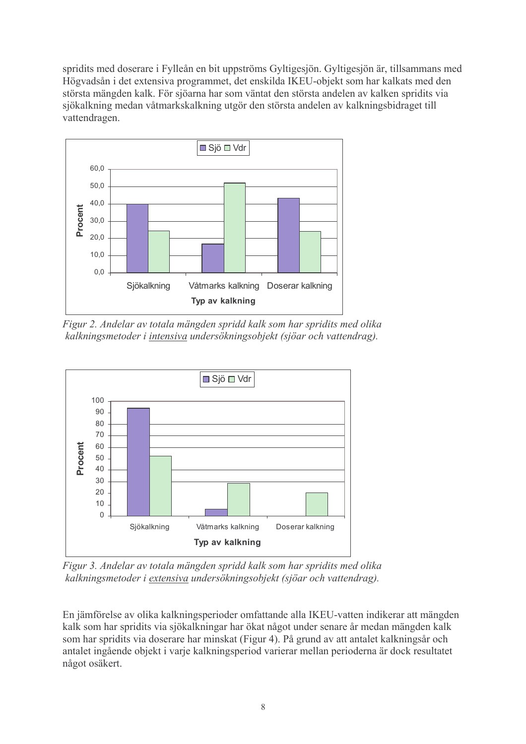spridits med doserare i Fylleån en bit uppströms Gyltigesjön. Gyltigesjön är, tillsammans med Högvadsån i det extensiva programmet, det enskilda IKEU-objekt som har kalkats med den största mängden kalk. För sjöarna har som väntat den största andelen av kalken spridits via sjökalkning medan våtmarkskalkning utgör den största andelen av kalkningsbidraget till vattendragen.

*Figur 2. Andelar av totala mängden spridd kalk som har spridits med olika kalkningsmetoder i intensiva undersökningsobjekt (sjöar och vattendrag).*

*Figur 3. Andelar av totala mängden spridd kalk som har spridits med olika kalkningsmetoder i extensiva undersökningsobjekt (sjöar och vattendrag).*

En jämförelse av olika kalkningsperioder omfattande alla IKEU-vatten indikerar att mängden kalk som har spridits via sjökalkningar har ökat något under senare år medan mängden kalk som har spridits via doserare har minskat (Figur 4). På grund av att antalet kalkningsår och antalet ingående objekt i varje kalkningsperiod varierar mellan perioderna är dock resultatet något osäkert.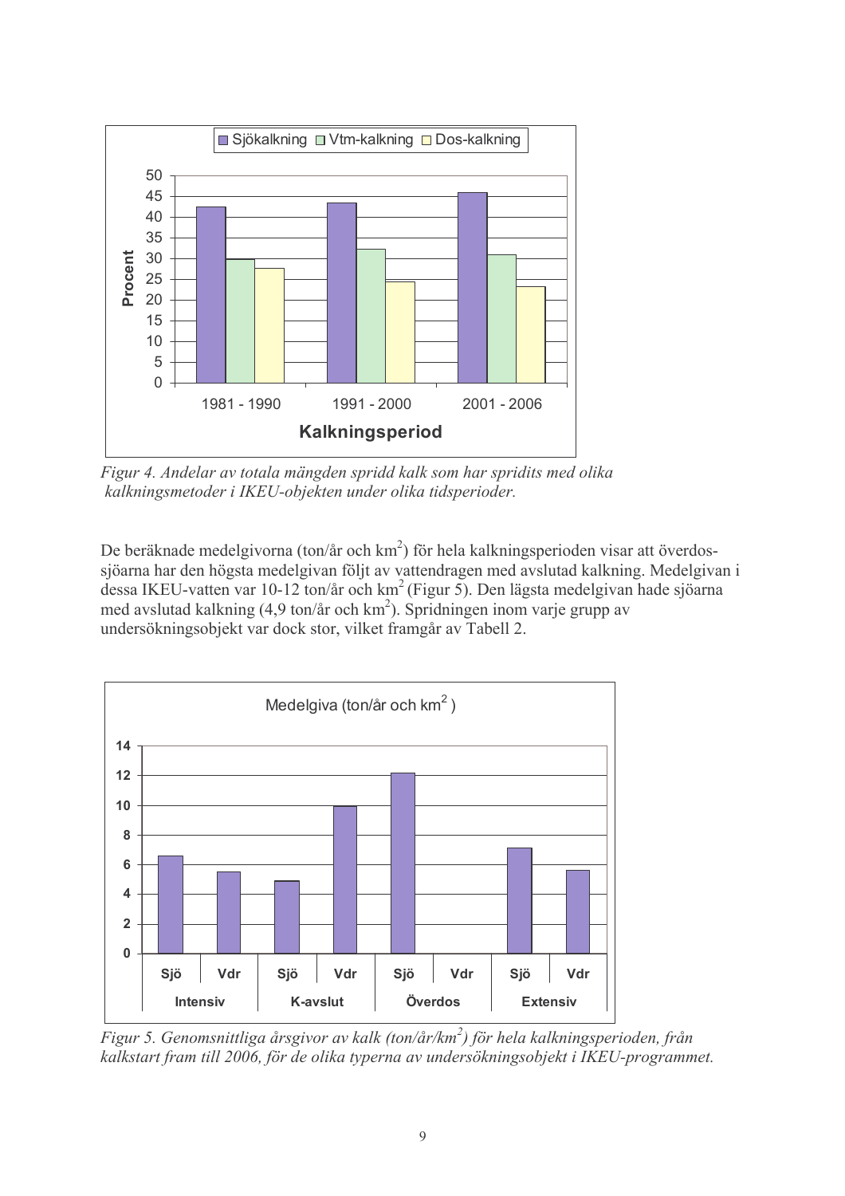*Figur 4. Andelar av totala mängden spridd kalk som har spridits med olika kalkningsmetoder i IKEU-objekten under olika tidsperioder.*

De beräknade medelgivorna (ton/år och km$^2$) för hela kalkningsperioden visar att överdos-sjöarna har den högsta medelgivan följt av vattendragen med avslutad kalkning. Medelgivan i dessa IKEU-vatten var 10-12 ton/år och km$^2$ (Figur 5). Den lägsta medelgivan hade sjöarna med avslutad kalkning (4,9 ton/år och km$^2$). Spridningen inom varje grupp av undersökningsobjekt var dock stor, vilket framgår av Tabell 2.

*Figur 5. Genomsnittliga årsgivor av kalk (ton/år/km$^2$) för hela kalkningsperioden, från kalkstart fram till 2006, för de olika typerna av undersökningsobjekt i IKEU-programmet.*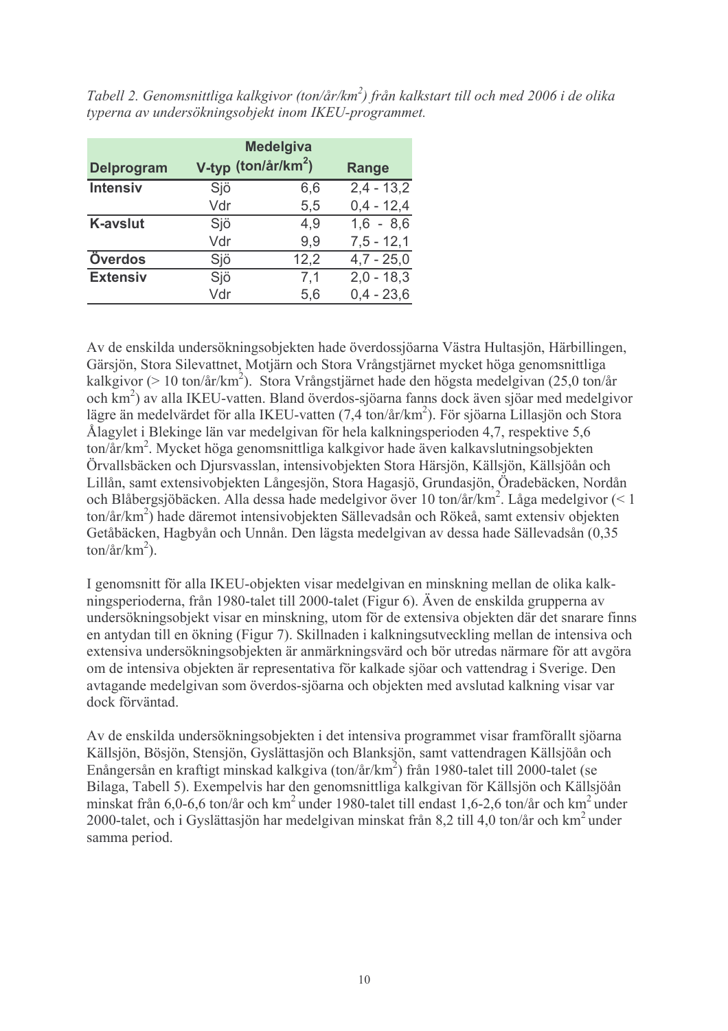*Tabell 2. Genomsnittliga kalkgivor (ton/år/km$^2$) från kalkstart till och med 2006 i de olika typerna av undersökningsobjekt inom IKEU-programmet.*

| Delprogram | V-typ | Medelgiva (ton/år/km$^2$) | Range |
|---|---|---|---|
| **Intensiv** | Sjö | 6,6 | 2,4 - 13,2 |
| | Vdr | 5,5 | 0,4 - 12,4 |
| **K-avslut** | Sjö | 4,9 | 1,6 - 8,6 |
| | Vdr | 9,9 | 7,5 - 12,1 |
| **Överdos** | Sjö | 12,2 | 4,7 - 25,0 |
| **Extensiv** | Sjö | 7,1 | 2,0 - 18,3 |
| | Vdr | 5,6 | 0,4 - 23,6 |

Av de enskilda undersökningsobjekten hade överdossjöarna Västra Hultasjön, Härbillingen, Gärsjön, Stora Silevattnet, Motjärn och Stora Vrångstjärnet mycket höga genomsnittliga kalkgivor (> 10 ton/år/km$^2$). Stora Vrångstjärnet hade den högsta medelgivan (25,0 ton/år och km$^2$) av alla IKEU-vatten. Bland överdos-sjöarna fanns dock även sjöar med medelgivor lägre än medelvärdet för alla IKEU-vatten (7,4 ton/år/km$^2$). För sjöarna Lillasjön och Stora Ålagylet i Blekinge län var medelgivan för hela kalkningsperioden 4,7, respektive 5,6 ton/år/km$^2$. Mycket höga genomsnittliga kalkgivor hade även kalkavslutningsobjekten Örvallsbäcken och Djursvasslan, intensivobjekten Stora Härsjön, Källsjön, Källsjöån och Lillån, samt extensivobjekten Långesjön, Stora Hagasjö, Grundasjön, Öradebäcken, Nordån och Blåbergsjöbäcken. Alla dessa hade medelgivor över 10 ton/år/km$^2$. Låga medelgivor (< 1 ton/år/km$^2$) hade däremot intensivobjekten Sällevadsån och Rökeå, samt extensiv objekten Getåbäcken, Hagbyån och Unnån. Den lägsta medelgivan av dessa hade Sällevadsån (0,35 ton/år/km$^2$).

I genomsnitt för alla IKEU-objekten visar medelgivan en minskning mellan de olika kalkningsperioderna, från 1980-talet till 2000-talet (Figur 6). Även de enskilda grupperna av undersökningsobjekt visar en minskning, utom för de extensiva objekten där det snarare finns en antydan till en ökning (Figur 7). Skillnaden i kalkningsutveckling mellan de intensiva och extensiva undersökningsobjekten är anmärkningsvärd och bör utredas närmare för att avgöra om de intensiva objekten är representativa för kalkade sjöar och vattendrag i Sverige. Den avtagande medelgivan som överdos-sjöarna och objekten med avslutad kalkning visar var dock förväntad.

Av de enskilda undersökningsobjekten i det intensiva programmet visar framförallt sjöarna Källsjön, Bösjön, Stensjön, Gyslättasjön och Blanksjön, samt vattendragen Källsjöån och Enångersån en kraftigt minskad kalkgiva (ton/år/km$^2$) från 1980-talet till 2000-talet (se Bilaga, Tabell 5). Exempelvis har den genomsnittliga kalkgivan för Källsjön och Källsjöån minskat från 6,0-6,6 ton/år och km$^2$ under 1980-talet till endast 1,6-2,6 ton/år och km$^2$ under 2000-talet, och i Gyslättasjön har medelgivan minskat från 8,2 till 4,0 ton/år och km$^2$ under samma period.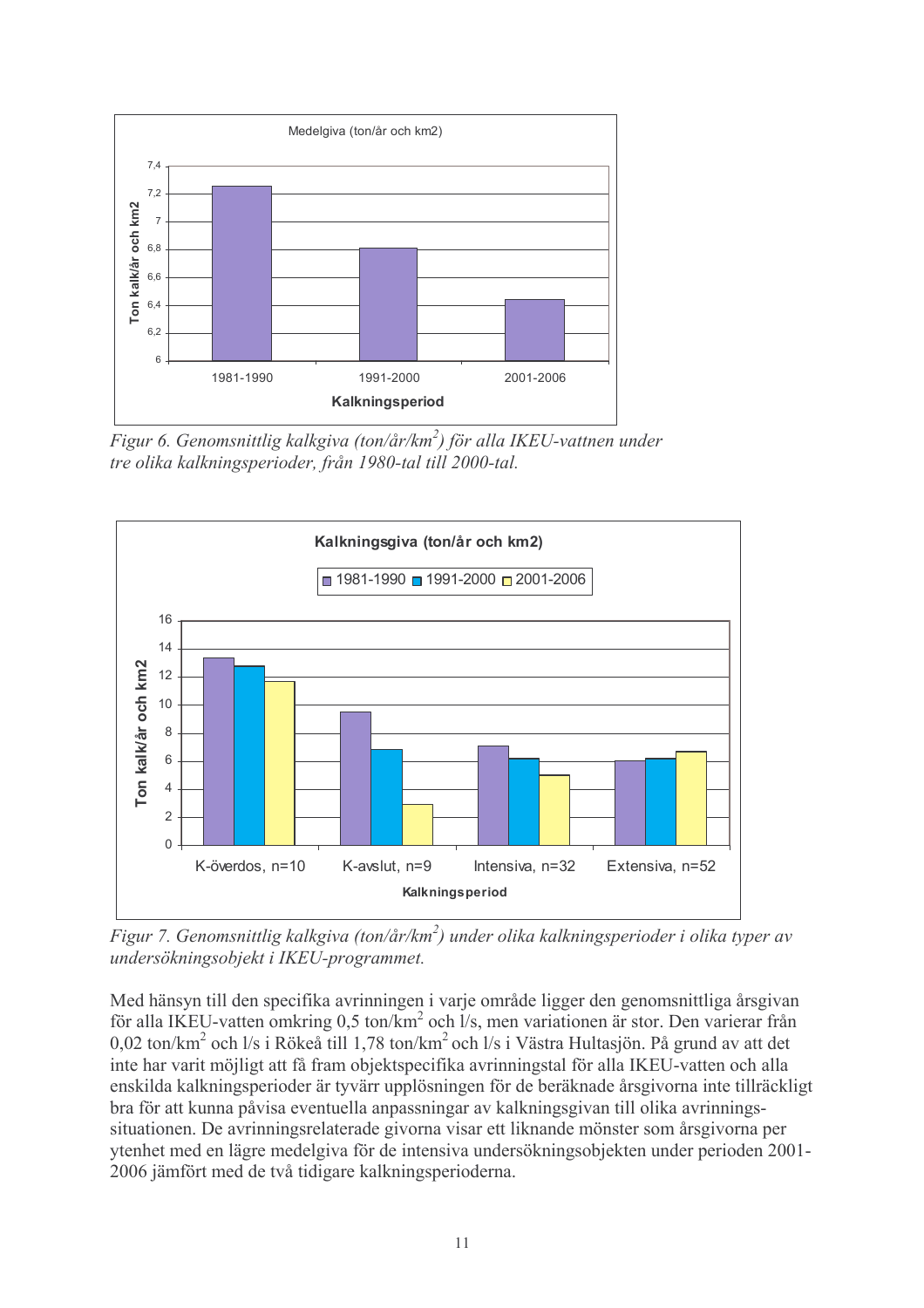*Figur 6. Genomsnittlig kalkgiva (ton/år/km$^2$) för alla IKEU-vattnen under tre olika kalkningsperioder, från 1980-tal till 2000-tal.*

*Figur 7. Genomsnittlig kalkgiva (ton/år/km$^2$) under olika kalkningsperioder i olika typer av undersökningsobjekt i IKEU-programmet.*

Med hänsyn till den specifika avrinningen i varje område ligger den genomsnittliga årsgivan för alla IKEU-vatten omkring 0,5 ton/km$^2$ och l/s, men variationen är stor. Den varierar från 0,02 ton/km$^2$ och l/s i Rökeå till 1,78 ton/km$^2$ och l/s i Västra Hultasjön. På grund av att det inte har varit möjligt att få fram objektspecifika avrinningstal för alla IKEU-vatten och alla enskilda kalkningsperioder är tyvärr upplösningen för de beräknade årsgivorna inte tillräckligt bra för att kunna påvisa eventuella anpassningar av kalkningsgivan till olika avrinnings-situationen. De avrinningsrelaterade givorna visar ett liknande mönster som årsgivorna per ytenhet med en lägre medelgiva för de intensiva undersökningsobjekten under perioden 2001-2006 jämfört med de två tidigare kalkningsperioderna.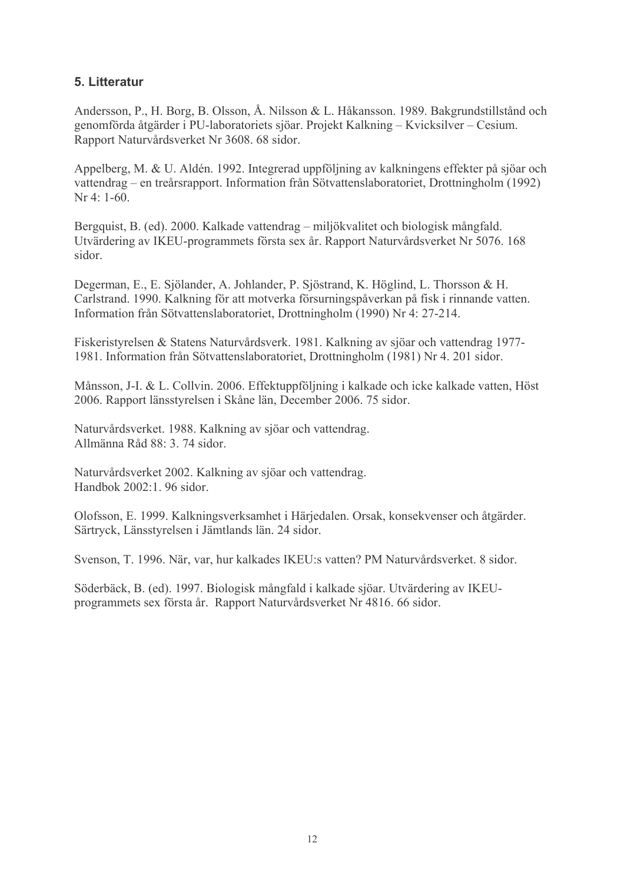## 5. Litteratur

Andersson, P., H. Borg, B. Olsson, Å. Nilsson & L. Håkansson. 1989. Bakgrundstillstånd och genomförda åtgärder i PU-laboratoriets sjöar. Projekt Kalkning – Kvicksilver – Cesium. Rapport Naturvårdsverket Nr 3608. 68 sidor.

Appelberg, M. & U. Aldén. 1992. Integrerad uppföljning av kalkningens effekter på sjöar och vattendrag – en treårsrapport. Information från Sötvattenslaboratoriet, Drottningholm (1992) Nr 4: 1-60.

Bergquist, B. (ed). 2000. Kalkade vattendrag – miljökvalitet och biologisk mångfald. Utvärdering av IKEU-programmets första sex år. Rapport Naturvårdsverket Nr 5076. 168 sidor.

Degerman, E., E. Sjölander, A. Johlander, P. Sjöstrand, K. Höglind, L. Thorsson & H. Carlstrand. 1990. Kalkning för att motverka försurningspåverkan på fisk i rinnande vatten. Information från Sötvattenslaboratoriet, Drottningholm (1990) Nr 4: 27-214.

Fiskeristyrelsen & Statens Naturvårdsverk. 1981. Kalkning av sjöar och vattendrag 1977-1981. Information från Sötvattenslaboratoriet, Drottningholm (1981) Nr 4. 201 sidor.

Månsson, J-I. & L. Collvin. 2006. Effektuppföljning i kalkade och icke kalkade vatten, Höst 2006. Rapport länsstyrelsen i Skåne län, December 2006. 75 sidor.

Naturvårdsverket. 1988. Kalkning av sjöar och vattendrag.
Allmänna Råd 88: 3. 74 sidor.

Naturvårdsverket 2002. Kalkning av sjöar och vattendrag.
Handbok 2002:1. 96 sidor.

Olofsson, E. 1999. Kalkningsverksamhet i Härjedalen. Orsak, konsekvenser och åtgärder. Särtryck, Länsstyrelsen i Jämtlands län. 24 sidor.

Svenson, T. 1996. När, var, hur kalkades IKEU:s vatten? PM Naturvårdsverket. 8 sidor.

Söderbäck, B. (ed). 1997. Biologisk mångfald i kalkade sjöar. Utvärdering av IKEU-programmets sex första år. Rapport Naturvårdsverket Nr 4816. 66 sidor.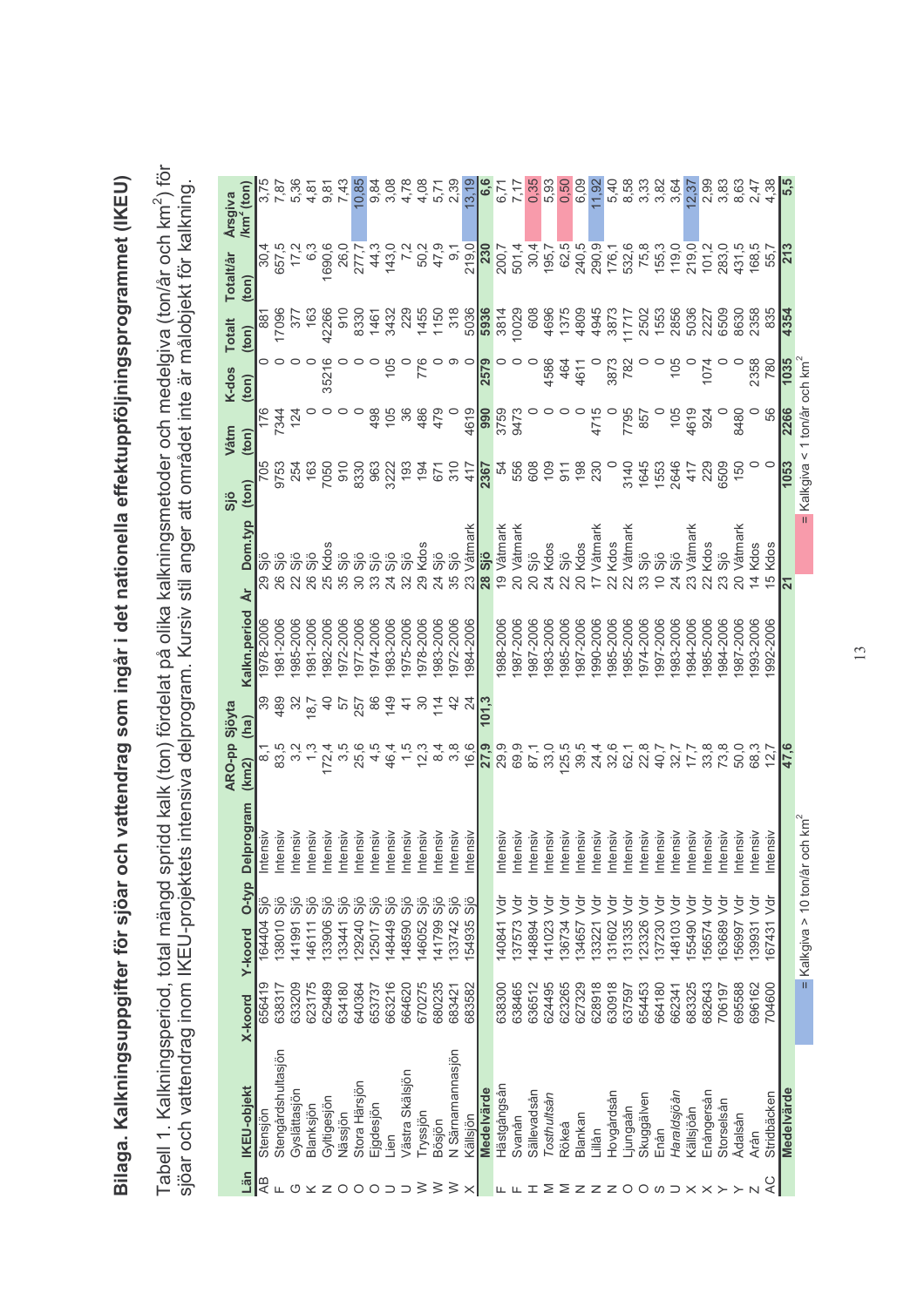# Bilaga. Kalkningsuppgifter för sjöar och vattendrag som ingår i det nationella effektuppföljningsprogrammet (IKEU)

Tabell 1. Kalkningsperiod, total mängd spridd kalk (ton) fördelat på olika kalkningsmetoder och medelgiva (ton/år och km$^2$) för sjöar och vattendrag inom IKEU-projektets intensiva delprogram. Kursiv stil anger att området inte är målobjekt för kalkning.

| Län | IKEU-objekt | X-koord | Y-koord | O-typ | Delprogram | ARO-pp (km2) | Sjöyta (ha) | Kalkn.period | År | Dom.typ | Sjö (ton) | Våtm (ton) | K-dos (ton) | Totalt (ton) | Totalt/år (ton) | Årsgiva /km$^2$ (ton) |
|---|---|---|---|---|---|---|---|---|---|---|---|---|---|---|---|---|
| AB | Stensjön | 656419 | 164404 | Sjö | Intensiv | 8,1 | 39 | 1978-2006 | 29 | Sjö | 705 | 176 | 0 | 881 | 30,4 | 3,75 |
| F | Stengårdshultasjön | 638317 | 138010 | Sjö | Intensiv | 83,5 | 489 | 1981-2006 | 26 | Sjö | 9753 | 7344 | 0 | 17096 | 657,5 | 7,87 |
| G | Gyslättasjön | 633209 | 141991 | Sjö | Intensiv | 3,2 | 32 | 1985-2006 | 22 | Sjö | 254 | 124 | 0 | 377 | 17,2 | 5,36 |
| K | Blanksjön | 623175 | 146111 | Sjö | Intensiv | 1,3 | 18,7 | 1981-2006 | 26 | Sjö | 163 | 0 | 0 | 163 | 6,3 | 4,81 |
| N | Gyltigesjön | 629489 | 133906 | Sjö | Intensiv | 172,4 | 40 | 1982-2006 | 25 | Kdos | 7050 | 0 | 35216 | 42266 | 1690,6 | 9,81 |
| O | Nässjön | 634180 | 133441 | Sjö | Intensiv | 3,5 | 57 | 1972-2006 | 35 | Sjö | 910 | 0 | 0 | 910 | 26,0 | 7,43 |
| O | Stora Härsjön | 640364 | 129240 | Sjö | Intensiv | 25,6 | 257 | 1977-2006 | 30 | Sjö | 8330 | 0 | 0 | 8330 | 277,7 | 10,85 |
| O | Ejgdesjön | 653737 | 125017 | Sjö | Intensiv | 4,5 | 86 | 1974-2006 | 33 | Sjö | 963 | 498 | 0 | 1461 | 44,3 | 9,84 |
| U | Lien | 663216 | 148449 | Sjö | Intensiv | 46,4 | 149 | 1983-2006 | 24 | Sjö | 3222 | 105 | 105 | 3432 | 143,0 | 3,08 |
| U | Västra Skälsjön | 664620 | 148590 | Sjö | Intensiv | 1,5 | 41 | 1975-2006 | 32 | Sjö | 193 | 36 | 0 | 229 | 7,2 | 4,78 |
| W | Tryssjön | 670275 | 146052 | Sjö | Intensiv | 12,3 | 30 | 1978-2006 | 29 | Kdos | 194 | 486 | 776 | 1455 | 50,2 | 4,08 |
| W | Bösjön | 680235 | 141799 | Sjö | Intensiv | 8,4 | 114 | 1983-2006 | 24 | Sjö | 671 | 479 | 0 | 1150 | 47,9 | 5,71 |
| W | N Särnamannasjön | 683421 | 133742 | Sjö | Intensiv | 3,8 | 42 | 1972-2006 | 35 | Sjö | 310 | 0 | 9 | 318 | 9,1 | 2,39 |
| X | Källsjön | 683582 | 154935 | Sjö | Intensiv | 16,6 | 24 | 1984-2006 | 23 | Våtmark | 417 | 4619 | 0 | 5036 | 219,0 | 13,19 |
| | **Medelvärde** | | | | | **27,9** | **101,3** | | **28** | **Sjö** | **2367** | **990** | **2579** | **5936** | **230** | **6,6** |
| F | Hästgångsån | 638300 | 140841 | Vdr | Intensiv | 29,9 | | 1988-2006 | 19 | Våtmark | 54 | 3759 | 0 | 3814 | 200,7 | 6,71 |
| F | Svanån | 638465 | 137573 | Vdr | Intensiv | 69,9 | | 1987-2006 | 20 | Våtmark | 556 | 9473 | 0 | 10029 | 501,4 | 7,17 |
| H | Sällevadsån | 636512 | 148894 | Vdr | Intensiv | 87,1 | | 1987-2006 | 20 | Sjö | 608 | 0 | 0 | 608 | 30,4 | 0,35 |
| M | *Tosthultsån* | 624495 | 141023 | Vdr | Intensiv | 33,0 | | 1983-2006 | 24 | Kdos | 109 | 0 | 4586 | 4696 | 195,7 | 5,93 |
| M | Rökeå | 623265 | 136734 | Vdr | Intensiv | 125,5 | | 1985-2006 | 22 | Sjö | 911 | 0 | 464 | 1375 | 62,5 | 0,50 |
| N | Blankan | 627329 | 134657 | Vdr | Intensiv | 39,5 | | 1987-2006 | 20 | Kdos | 198 | 0 | 4611 | 4809 | 240,5 | 6,09 |
| N | Lillån | 628918 | 133221 | Vdr | Intensiv | 24,4 | | 1990-2006 | 17 | Våtmark | 230 | 4715 | 0 | 4945 | 290,9 | 11,92 |
| N | Hovgårdsån | 630918 | 131602 | Vdr | Intensiv | 32,6 | | 1985-2006 | 22 | Kdos | 0 | 0 | 3873 | 3873 | 176,1 | 5,40 |
| O | Ljungaån | 637597 | 131335 | Vdr | Intensiv | 62,1 | | 1985-2006 | 22 | Våtmark | 3140 | 7795 | 782 | 11717 | 532,6 | 8,58 |
| O | Skuggälven | 654453 | 123326 | Vdr | Intensiv | 22,8 | | 1974-2006 | 33 | Sjö | 1645 | 857 | 0 | 2502 | 75,8 | 3,33 |
| S | Enån | 664180 | 137230 | Vdr | Intensiv | 40,7 | | 1997-2006 | 10 | Sjö | 1553 | 0 | 0 | 1553 | 155,3 | 3,82 |
| U | *Haraldsjöån* | 662341 | 148103 | Vdr | Intensiv | 32,7 | | 1983-2006 | 24 | Sjö | 2646 | 105 | 105 | 2856 | 119,0 | 3,64 |
| X | Källsjöån | 683325 | 155490 | Vdr | Intensiv | 17,7 | | 1984-2006 | 23 | Våtmark | 417 | 4619 | 0 | 5036 | 219,0 | 12,37 |
| X | Enångersån | 682643 | 156574 | Vdr | Intensiv | 33,8 | | 1985-2006 | 22 | Kdos | 229 | 924 | 1074 | 2227 | 101,2 | 2,99 |
| Y | Storselsån | 706197 | 163689 | Vdr | Intensiv | 73,8 | | 1984-2006 | 23 | Sjö | 6509 | 0 | 0 | 6509 | 283,0 | 3,83 |
| Y | Ådalsån | 695588 | 156997 | Vdr | Intensiv | 50,0 | | 1987-2006 | 20 | Våtmark | 150 | 8480 | 0 | 8630 | 431,5 | 8,63 |
| Z | Arån | 696162 | 139931 | Vdr | Intensiv | 68,3 | | 1993-2006 | 14 | Kdos | 0 | 0 | 2358 | 2358 | 168,5 | 2,47 |
| AC | Stridbäcken | 704600 | 167431 | Vdr | Intensiv | 12,7 | | 1992-2006 | 15 | Kdos | 0 | 56 | 780 | 835 | 55,7 | 4,38 |
| | **Medelvärde** | | | | | **47,6** | | | **21** | | **1053** | **2266** | **1035** | **4354** | **213** | **5,5** |

(blå markering) = Kalkgiva > 10 ton/år och km$^2$ (röd markering) = Kalkgiva < 1 ton/år och km$^2$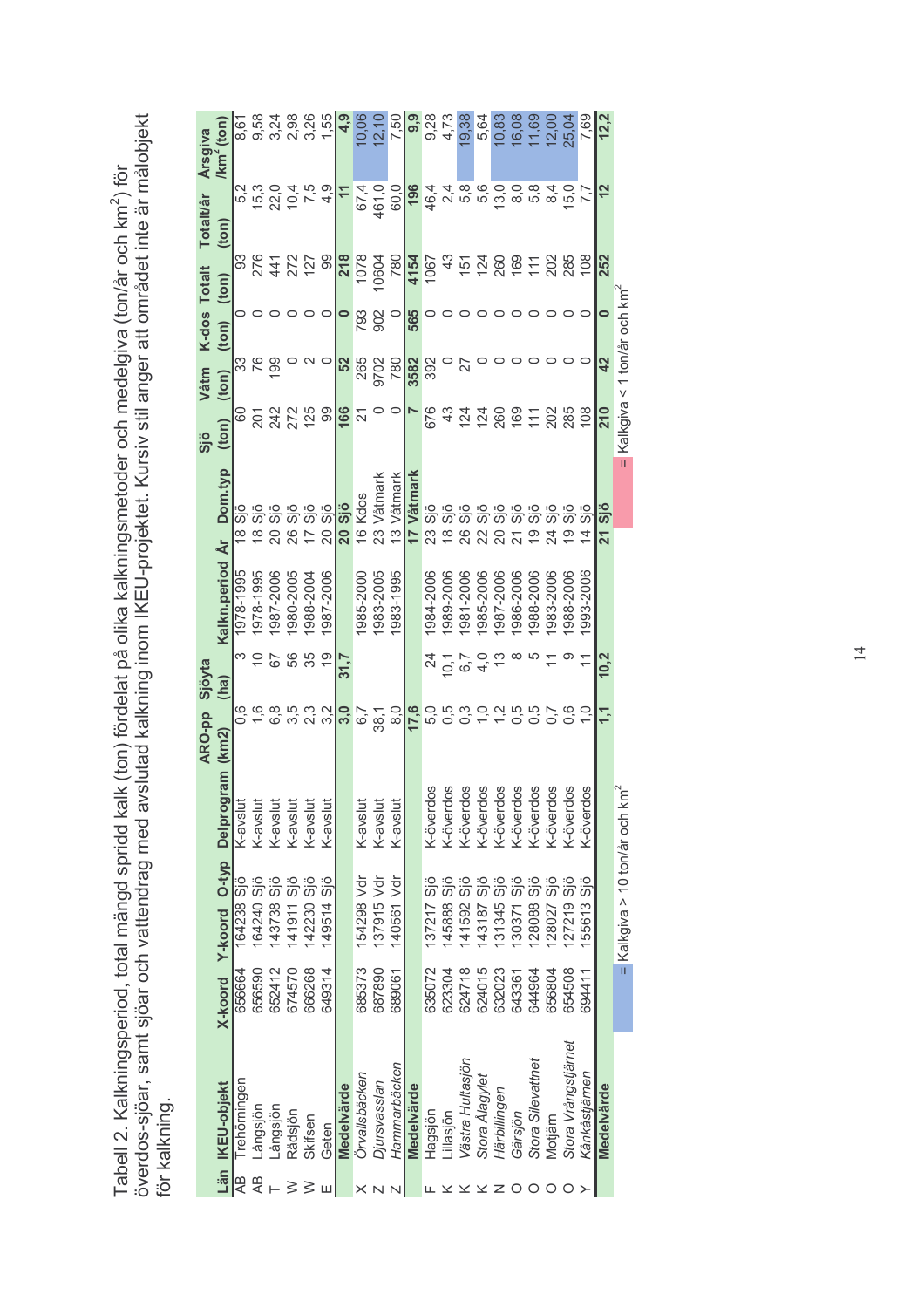Tabell 2. Kalkningsperiod, total mängd spridd kalk (ton) fördelat på olika kalkningsmetoder och medelgiva (ton/år och km$^2$) för överdos-sjöar, samt sjöar och vattendrag med avslutad kalkning inom IKEU-projektet. Kursiv stil anger att området inte är målobjekt för kalkning.

| Län | IKEU-objekt | X-koord | Y-koord | O-typ | Delprogram | ARO-pp (km2) | Sjöyta (ha) | Kalkn.period | År | Dom.typ | Sjö (ton) | Våtm (ton) | K-dos (ton) | Totalt (ton) | Totalt/år (ton) | Årsgiva /km$^2$ (ton) |
|---|---|---|---|---|---|---|---|---|---|---|---|---|---|---|---|---|
| AB | Trehörningen | 656664 | 164238 | Sjö | K-avslut | 0,6 | 3 | 1978-1995 | 18 | Sjö | 60 | 33 | 0 | 93 | 5,2 | 8,61 |
| AB | Långsjön | 656590 | 164240 | Sjö | K-avslut | 1,6 | 10 | 1978-1995 | 18 | Sjö | 201 | 76 | 0 | 276 | 15,3 | 9,58 |
| T | Längsjön | 652412 | 143738 | Sjö | K-avslut | 6,8 | 67 | 1987-2006 | 20 | Sjö | 242 | 199 | 0 | 441 | 22,0 | 3,24 |
| W | Rädsjön | 674570 | 141911 | Sjö | K-avslut | 3,5 | 56 | 1980-2005 | 26 | Sjö | 272 | 0 | 0 | 272 | 10,4 | 2,98 |
| W | Skifsen | 666268 | 142230 | Sjö | K-avslut | 2,3 | 35 | 1988-2004 | 17 | Sjö | 125 | 2 | 0 | 127 | 7,5 | 3,26 |
| E | Geten | 649314 | 149514 | Sjö | K-avslut | 3,2 | 19 | 1987-2006 | 20 | Sjö | 99 | 0 | 0 | 99 | 4,9 | 1,55 |
| | **Medelvärde** | | | | | **3,0** | **31,7** | | **20** | **Sjö** | **166** | **52** | **0** | **218** | **11** | **4,9** |
| X | *Örvallsbäcken* | 685373 | 154298 | Vdr | K-avslut | 6,7 | | 1985-2000 | 16 | Kdos | 21 | 265 | 793 | 1078 | 67,4 | 10,06 |
| Z | *Djursvasslan* | 687890 | 137915 | Vdr | K-avslut | 38,1 | | 1983-2005 | 23 | Våtmark | 0 | 9702 | 902 | 10604 | 461,0 | 12,10 |
| Z | *Hammarbäcken* | 689061 | 140561 | Vdr | K-avslut | 8,0 | | 1983-1995 | 13 | Våtmark | 0 | 780 | 0 | 780 | 60,0 | 7,50 |
| | **Medelvärde** | | | | | **17,6** | | | **17** | **Våtmark** | **7** | **3582** | **565** | **4154** | **196** | **9,9** |
| F | Hagsjön | 635072 | 137217 | Sjö | K-överdos | 5,0 | 24 | 1984-2006 | 23 | Sjö | 676 | 392 | 0 | 1067 | 46,4 | 9,28 |
| K | Lillasjön | 623304 | 145888 | Sjö | K-överdos | 0,5 | 10,1 | 1989-2006 | 18 | Sjö | 43 | 0 | 0 | 43 | 2,4 | 4,73 |
| K | *Västra Hultasjön* | 624718 | 141592 | Sjö | K-överdos | 0,3 | 6,7 | 1981-2006 | 26 | Sjö | 124 | 27 | 0 | 151 | 5,8 | 19,38 |
| K | *Stora Ålagylet* | 624015 | 143187 | Sjö | K-överdos | 1,0 | 4,0 | 1985-2006 | 22 | Sjö | 124 | 0 | 0 | 124 | 5,6 | 5,64 |
| N | *Härbillingen* | 632023 | 131345 | Sjö | K-överdos | 1,2 | 13 | 1987-2006 | 20 | Sjö | 260 | 0 | 0 | 260 | 13,0 | 10,83 |
| O | *Gärsjön* | 643361 | 130371 | Sjö | K-överdos | 0,5 | 8 | 1986-2006 | 21 | Sjö | 169 | 0 | 0 | 169 | 8,0 | 16,08 |
| O | *Stora Silevattnet* | 644964 | 128088 | Sjö | K-överdos | 0,5 | 5 | 1988-2006 | 19 | Sjö | 111 | 0 | 0 | 111 | 5,8 | 11,69 |
| O | Motjärn | 656804 | 128027 | Sjö | K-överdos | 0,7 | 11 | 1983-2006 | 24 | Sjö | 202 | 0 | 0 | 202 | 8,4 | 12,00 |
| O | *Stora Vrångstjärnet* | 654508 | 127219 | Sjö | K-överdos | 0,6 | 9 | 1988-2006 | 19 | Sjö | 285 | 0 | 0 | 285 | 15,0 | 25,04 |
| Y | *Kånkåstjärnen* | 694411 | 155613 | Sjö | K-överdos | 1,0 | 11 | 1993-2006 | 14 | Sjö | 108 | 0 | 0 | 108 | 7,7 | 7,69 |
| | **Medelvärde** | | | | | **1,1** | **10,2** | | **21** | **Sjö** | **210** | **42** | **0** | **252** | **12** | **12,2** |

(blå) = Kalkgiva > 10 ton/år och km$^2$ &nbsp;&nbsp;&nbsp; (rosa) = Kalkgiva < 1 ton/år och km$^2$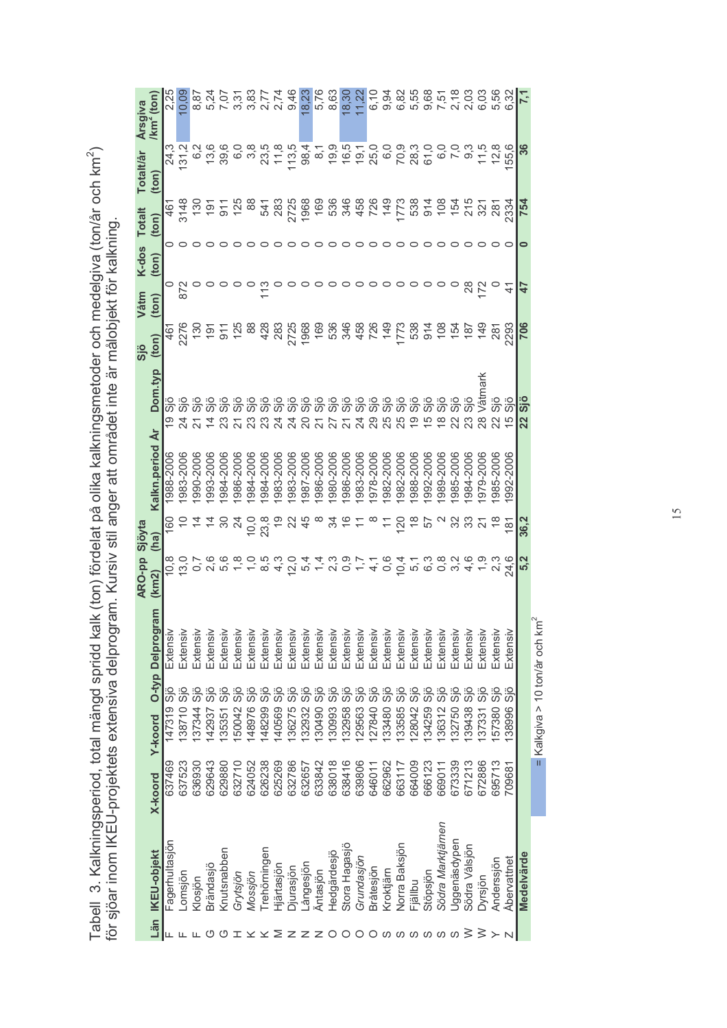Tabell 3. Kalkningsperiod, total mängd sprid kalk (ton) fördelat på olika kalkningsmetoder och medelgiva (ton/år och km$^2$) för sjöar inom IKEU-projektets extensiva delprogram. Kursiv stil anger att området inte är målobjekt för kalkning.

| Län | IKEU-objekt | X-koord | Y-koord | O-typ | Delprogram | ARO-pp (km2) | Sjöyta (ha) | Kalkn.period | År | Dom.typ | Sjö (ton) | Våtm (ton) | K-dos (ton) | Totalt (ton) | Totalt/år (ton) | Årsgiva /km$^2$ (ton) |
|---|---|---|---|---|---|---|---|---|---|---|---|---|---|---|---|---|
| F | Fagerhultasjön | 637469 | 147319 | Sjö | Extensiv | 10,8 | 160 | 1988-2006 | 19 | Sjö | 461 | 0 | 0 | 461 | 24,3 | 2,25 |
| F | Lomsjön | 637523 | 138710 | Sjö | Extensiv | 13,0 | 10 | 1983-2006 | 24 | Sjö | 2276 | 872 | 0 | 3148 | 131,2 | 10,09 |
| F | Klosjön | 636930 | 137344 | Sjö | Extensiv | 0,7 | 14 | 1990-2006 | 21 | Sjö | 130 | 0 | 0 | 130 | 6,2 | 8,87 |
| G | Brändasjö | 629643 | 142937 | Sjö | Extensiv | 2,6 | 14 | 1993-2006 | 14 | Sjö | 191 | 0 | 0 | 191 | 13,6 | 5,24 |
| G | Knutsnabben | 629880 | 135351 | Sjö | Extensiv | 5,6 | 30 | 1984-2006 | 23 | Sjö | 911 | 0 | 0 | 911 | 39,6 | 7,07 |
| H | *Grytsjön* | 632710 | 150042 | Sjö | Extensiv | 1,8 | 24 | 1986-2006 | 21 | Sjö | 125 | 0 | 0 | 125 | 6,0 | 3,31 |
| K | *Mossjön* | 624052 | 148976 | Sjö | Extensiv | 1,0 | 10,0 | 1984-2006 | 23 | Sjö | 88 | 0 | 0 | 88 | 3,8 | 3,83 |
| K | Trehörningen | 626238 | 148299 | Sjö | Extensiv | 8,5 | 23,8 | 1984-2006 | 23 | Sjö | 428 | 113 | 0 | 541 | 23,5 | 2,77 |
| M | Hjärtasjön | 625269 | 140569 | Sjö | Extensiv | 4,3 | 19 | 1983-2006 | 24 | Sjö | 283 | 0 | 0 | 283 | 11,8 | 2,74 |
| N | Djurasjön | 632786 | 136275 | Sjö | Extensiv | 12,0 | 22 | 1983-2006 | 24 | Sjö | 2725 | 0 | 0 | 2725 | 113,5 | 9,46 |
| N | Långesjön | 632657 | 132932 | Sjö | Extensiv | 5,4 | 45 | 1987-2006 | 20 | Sjö | 1968 | 0 | 0 | 1968 | 98,4 | 18,23 |
| N | Äntasjön | 633842 | 130490 | Sjö | Extensiv | 1,4 | 8 | 1986-2006 | 21 | Sjö | 169 | 0 | 0 | 169 | 8,1 | 5,76 |
| O | Hedgärdesjö | 638018 | 130993 | Sjö | Extensiv | 2,3 | 34 | 1980-2006 | 27 | Sjö | 536 | 0 | 0 | 536 | 19,9 | 8,63 |
| O | Stora Hagasjö | 638416 | 132958 | Sjö | Extensiv | 0,9 | 16 | 1986-2006 | 21 | Sjö | 346 | 0 | 0 | 346 | 16,5 | 18,30 |
| O | *Grundasjön* | 639806 | 129563 | Sjö | Extensiv | 1,7 | 11 | 1983-2006 | 24 | Sjö | 458 | 0 | 0 | 458 | 19,1 | 11,22 |
| O | Brätesjön | 646011 | 127840 | Sjö | Extensiv | 4,1 | 8 | 1978-2006 | 29 | Sjö | 726 | 0 | 0 | 726 | 25,0 | 6,10 |
| S | Kroktjärn | 662962 | 133480 | Sjö | Extensiv | 0,6 | 11 | 1982-2006 | 25 | Sjö | 149 | 0 | 0 | 149 | 6,0 | 9,94 |
| S | Norra Baksjön | 663117 | 133585 | Sjö | Extensiv | 10,4 | 120 | 1982-2006 | 25 | Sjö | 1773 | 0 | 0 | 1773 | 70,9 | 6,82 |
| S | Fjällbu | 664009 | 128042 | Sjö | Extensiv | 5,1 | 18 | 1988-2006 | 19 | Sjö | 538 | 0 | 0 | 538 | 28,3 | 5,55 |
| S | Stöpsjön | 666123 | 134259 | Sjö | Extensiv | 6,3 | 57 | 1992-2006 | 15 | Sjö | 914 | 0 | 0 | 914 | 61,0 | 9,68 |
| S | *Södra Marktjärnen* | 669011 | 136312 | Sjö | Extensiv | 0,8 | 2 | 1989-2006 | 18 | Sjö | 108 | 0 | 0 | 108 | 6,0 | 7,51 |
| S | Uggenäsdypen | 673339 | 132750 | Sjö | Extensiv | 3,2 | 32 | 1985-2006 | 22 | Sjö | 154 | 0 | 0 | 154 | 7,0 | 2,18 |
| W | Södra Vålsjön | 671213 | 139438 | Sjö | Extensiv | 4,6 | 33 | 1984-2006 | 23 | Sjö | 187 | 28 | 0 | 215 | 9,3 | 2,03 |
| W | Dyrsjön | 672886 | 137331 | Sjö | Extensiv | 1,9 | 21 | 1979-2006 | 28 | Våtmark | 149 | 172 | 0 | 321 | 11,5 | 6,03 |
| Y | Anderssjön | 695713 | 157380 | Sjö | Extensiv | 2,3 | 18 | 1985-2006 | 22 | Sjö | 281 | 0 | 0 | 281 | 12,8 | 5,56 |
| Z | Åbervattnet | 709681 | 138996 | Sjö | Extensiv | 24,6 | 181 | 1992-2006 | 15 | Sjö | 2293 | 41 | 0 | 2334 | 155,6 | 6,32 |
| **Medelvärde** | | | | | | **5,2** | **36,2** | | **22** | **Sjö** | **706** | **47** | **0** | **754** | **36** | **7,1** |

= Kalkgiva > 10 ton/år och km$^2$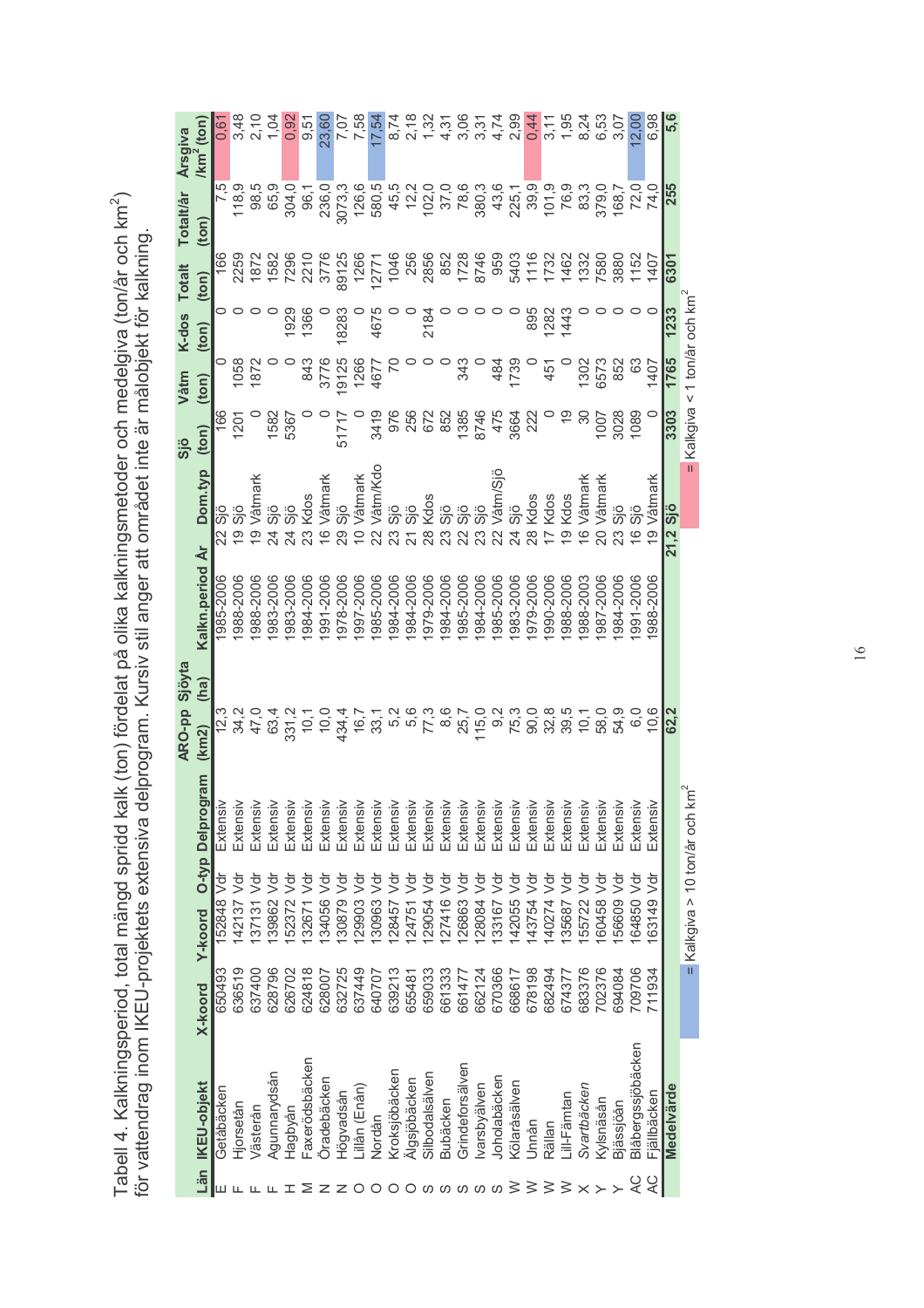Tabell 4. Kalkningsperiod, total mängd spridd kalk (ton) fördelat på olika kalkningsmetoder och medelgiva (ton/år och km$^2$) för vattendrag inom IKEU-projektets extensiva delprogram. Kursiv stil anger att området inte är målobjekt för kalkning.

| Län | IKEU-objekt | X-koord | Y-koord | O-typ | Delprogram | ARO-pp (km2) | Sjöyta (ha) | Kalkn.period | År | Dom.typ | Sjö (ton) | Våtm (ton) | K-dos (ton) | Totalt (ton) | Totalt/år (ton) | Årsgiva /km$^2$ (ton) |
|---|---|---|---|---|---|---|---|---|---|---|---|---|---|---|---|---|
| E | Getåbäcken | 650493 | 152848 | Vdr | Extensiv | 12,3 | | 1985-2006 | 22 | Sjö | 166 | 0 | 0 | 166 | 7,5 | 0,61 |
| F | Hjorsetån | 636519 | 142137 | Vdr | Extensiv | 34,2 | | 1988-2006 | 19 | Sjö | 1201 | 1058 | 0 | 2259 | 118,9 | 3,48 |
| F | Västerån | 637400 | 137131 | Vdr | Extensiv | 47,0 | | 1988-2006 | 19 | Våtmark | 0 | 1872 | 0 | 1872 | 98,5 | 2,10 |
| F | Agunnarydsån | 628796 | 139862 | Vdr | Extensiv | 63,4 | | 1983-2006 | 24 | Sjö | 1582 | 0 | 0 | 1582 | 65,9 | 1,04 |
| H | Hagbyån | 626702 | 152372 | Vdr | Extensiv | 331,2 | | 1983-2006 | 24 | Sjö | 5367 | 0 | 1929 | 7296 | 304,0 | 0,92 |
| M | Faxerödsbäcken | 624818 | 132671 | Vdr | Extensiv | 10,1 | | 1984-2006 | 23 | Kdos | 0 | 843 | 1366 | 2210 | 96,1 | 9,51 |
| N | Öradebäcken | 628007 | 134056 | Vdr | Extensiv | 10,0 | | 1991-2006 | 16 | Våtmark | 0 | 3776 | 0 | 3776 | 236,0 | 23,60 |
| N | Högvadsån | 632725 | 130879 | Vdr | Extensiv | 434,4 | | 1978-2006 | 29 | Sjö | 51717 | 19125 | 18283 | 89125 | 3073,3 | 7,07 |
| O | Lillån (Enån) | 637449 | 129903 | Vdr | Extensiv | 16,7 | | 1997-2006 | 10 | Våtmark | 0 | 1266 | 0 | 1266 | 126,6 | 7,58 |
| O | Nordån | 640707 | 130963 | Vdr | Extensiv | 33,1 | | 1985-2006 | 22 | Våtm/Kdo | 3419 | 4677 | 4675 | 12771 | 580,5 | 17,54 |
| O | Kroksjöbäcken | 639213 | 128457 | Vdr | Extensiv | 5,2 | | 1984-2006 | 23 | Sjö | 976 | 70 | 0 | 1046 | 45,5 | 8,74 |
| O | Älgsjöbäcken | 655481 | 124751 | Vdr | Extensiv | 5,6 | | 1984-2006 | 21 | Sjö | 256 | 0 | 0 | 256 | 12,2 | 2,18 |
| S | Silbodalsälven | 659033 | 129054 | Vdr | Extensiv | 77,3 | | 1979-2006 | 28 | Kdos | 672 | 0 | 2184 | 2856 | 102,0 | 1,32 |
| S | Bubäcken | 661333 | 127416 | Vdr | Extensiv | 8,6 | | 1984-2006 | 23 | Sjö | 852 | 0 | 0 | 852 | 37,0 | 4,31 |
| S | Grindeforsälven | 661477 | 126863 | Vdr | Extensiv | 25,7 | | 1985-2006 | 22 | Sjö | 1385 | 343 | 0 | 1728 | 78,6 | 3,06 |
| S | Ivarsbyälven | 662124 | 128084 | Vdr | Extensiv | 115,0 | | 1984-2006 | 23 | Sjö | 8746 | 0 | 0 | 8746 | 380,3 | 3,31 |
| S | Joholabäcken | 670366 | 133167 | Vdr | Extensiv | 9,2 | | 1985-2006 | 22 | Våtm/Sjö | 475 | 484 | 0 | 959 | 43,6 | 4,74 |
| W | Kölaråsälven | 668617 | 142055 | Vdr | Extensiv | 75,3 | | 1983-2006 | 24 | Sjö | 3664 | 1739 | 0 | 5403 | 225,1 | 2,99 |
| W | Unnån | 678198 | 143754 | Vdr | Extensiv | 90,0 | | 1979-2006 | 28 | Kdos | 222 | 0 | 895 | 1116 | 39,9 | 0,44 |
| W | Rällan | 682494 | 140274 | Vdr | Extensiv | 32,8 | | 1990-2006 | 17 | Kdos | 0 | 451 | 1282 | 1732 | 101,9 | 3,11 |
| W | Lill-Fämtan | 674377 | 135687 | Vdr | Extensiv | 39,5 | | 1988-2006 | 19 | Kdos | 19 | 0 | 1443 | 1462 | 76,9 | 1,95 |
| X | *Svartbäcken* | 683376 | 155722 | Vdr | Extensiv | 10,1 | | 1988-2003 | 16 | Våtmark | 30 | 1302 | 0 | 1332 | 83,3 | 8,24 |
| Y | Kylsnäsån | 702376 | 160458 | Vdr | Extensiv | 58,0 | | 1987-2006 | 20 | Våtmark | 1007 | 6573 | 0 | 7580 | 379,0 | 6,53 |
| Y | Bjässjöån | 694084 | 156609 | Vdr | Extensiv | 54,9 | | 1984-2006 | 23 | Sjö | 3028 | 852 | 0 | 3880 | 168,7 | 3,07 |
| AC | Blåbergssjöbäcken | 709706 | 164850 | Vdr | Extensiv | 6,0 | | 1991-2006 | 16 | Sjö | 1089 | 63 | 0 | 1152 | 72,0 | 12,00 |
| AC | Fjällbäcken | 711934 | 163149 | Vdr | Extensiv | 10,6 | | 1988-2006 | 19 | Våtmark | 0 | 1407 | 0 | 1407 | 74,0 | 6,98 |
| | **Medelvärde** | | | | | **62,2** | | | **21,2** | **Sjö** | **3303** | **1765** | **1233** | **6301** | **255** | **5,6** |

(blå) = Kalkgiva > 10 ton/år och km$^2$

(rosa) = Kalkgiva < 1 ton/år och km$^2$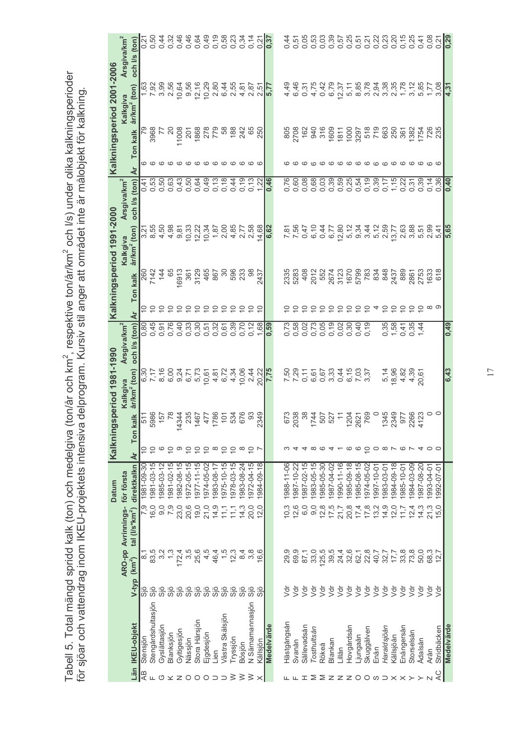Tabell 5. Total mängd spridd kalk (ton) och medelgiva (ton/år/km², respektive ton/år/km² och l/s) under olika kalkningsperioder för sjöar och vattendrag inom IKEU-projektets intensiva delprogram. Kursiv stil anger att området inte är målobjekt för kalkning.

| Län | IKEU-objekt | V-typ | ARO-pp (km²) | Avrinnings-tal (l/s*km²) | Datum för första direktkalkn | Kalkningsperiod 1981-1990 | | | | Kalkningsperiod 1991-2000 | | | | Kalkningsperiod 2001-2006 | | | |
|---|---|---|---|---|---|---|---|---|---|---|---|---|---|---|---|---|---|
| | | | | | | År | Ton kalk | Kalkgiva år/km² (ton) | Årsgiva/km² och l/s (ton) | År | Ton kalk | Kalkgiva år/km² (ton) | Årsgiva/km² och l/s (ton) | År | Ton kalk | Kalkgiva år/km² (ton) | Årsgiva/km² och l/s (ton) |
| AB | Stensjön | Sjö | 8,1 | 7,9 | 1981-09-30 | 10 | 511 | 6,30 | 0,80 | 10 | 260 | 3,21 | 0,41 | 6 | 79 | 1,63 | 0,21 |
| F | Stengårdshultasjön | Sjö | 83,5 | 16,0 | 1981-03-15 | 10 | 5986 | 7,17 | 0,45 | 10 | 7142 | 8,55 | 0,53 | 6 | 3968 | 7,92 | 0,50 |
| G | Gyslättasjön | Sjö | 3,2 | 9,0 | 1985-03-12 | 6 | 157 | 8,16 | 0,91 | 10 | 144 | 4,50 | 0,50 | 6 | 77 | 3,99 | 0,44 |
| K | Blanksjön | Sjö | 1,3 | 7,9 | 1981-02-15 | 10 | 78 | 6,00 | 0,76 | 10 | 65 | 4,98 | 0,63 | 6 | 20 | 2,56 | 0,32 |
| N | Gyltigesjön | Sjö | 172,4 | 23,0 | 1982-08-15 | 9 | 14344 | 9,24 | 0,40 | 10 | 16913 | 9,81 | 0,43 | 6 | 11008 | 10,64 | 0,46 |
| O | Nässjön | Sjö | 3,5 | 20,6 | 1972-05-15 | 10 | 235 | 6,71 | 0,33 | 10 | 361 | 10,33 | 0,50 | 6 | 201 | 9,56 | 0,46 |
| O | Stora Härsjön | Sjö | 25,6 | 19,0 | 1977-11-15 | 10 | 1467 | 5,73 | 0,30 | 10 | 3129 | 12,22 | 0,64 | 6 | 1868 | 12,16 | 0,64 |
| O | Ejgdesjön | Sjö | 4,5 | 21,0 | 1974-05-02 | 10 | 477 | 10,61 | 0,51 | 10 | 465 | 10,34 | 0,49 | 6 | 278 | 10,29 | 0,49 |
| U | Lien | Sjö | 46,4 | 14,9 | 1983-08-17 | 8 | 1786 | 4,81 | 0,32 | 10 | 867 | 1,87 | 0,13 | 6 | 779 | 2,80 | 0,19 |
| U | Västra Skälsjön | Sjö | 1,5 | 11,1 | 1975-10-15 | 10 | 101 | 6,72 | 0,61 | 10 | 30 | 2,00 | 0,18 | 6 | 58 | 6,44 | 0,58 |
| W | Tryssjön | Sjö | 12,3 | 11,1 | 1978-03-15 | 10 | 534 | 4,34 | 0,39 | 10 | 596 | 4,85 | 0,44 | 6 | 188 | 2,55 | 0,23 |
| W | Bösjön | Sjö | 8,4 | 14,3 | 1983-08-24 | 8 | 676 | 10,06 | 0,70 | 10 | 233 | 2,77 | 0,19 | 6 | 242 | 4,81 | 0,34 |
| W | N Särnamannasjön | Sjö | 3,8 | 20,0 | 1972-04-15 | 10 | 93 | 2,44 | 0,12 | 10 | 98 | 2,58 | 0,13 | 6 | 65 | 2,87 | 0,14 |
| X | Källsjön | Sjö | 16,6 | 12,0 | 1984-09-18 | 7 | 2349 | 20,22 | 1,68 | 10 | 2437 | 14,68 | 1,22 | 6 | 250 | 2,51 | 0,21 |
| | **Medelvärde** | | | | | | | **7,75** | **0,59** | | | **6,62** | **0,46** | | | **5,77** | **0,37** |
| F | Hästgångsån | Vdr | 29,9 | 10,3 | 1988-11-06 | 3 | 673 | 7,50 | 0,73 | 10 | 2335 | 7,81 | 0,76 | 6 | 805 | 4,49 | 0,44 |
| F | Svanån | Vdr | 69,9 | 12,6 | 1987-10-22 | 4 | 2038 | 7,29 | 0,58 | 10 | 5283 | 7,56 | 0,60 | 6 | 2708 | 6,46 | 0,51 |
| H | Sällevadsån | Vdr | 87,1 | 6,0 | 1987-02-15 | 4 | 38 | 0,11 | 0,02 | 10 | 408 | 0,47 | 0,08 | 6 | 162 | 0,31 | 0,05 |
| M | *Tosthultsån* | Vdr | 33,0 | 9,0 | 1983-05-15 | 8 | 1744 | 6,61 | 0,73 | 10 | 2012 | 6,10 | 0,68 | 6 | 940 | 4,75 | 0,53 |
| M | Rökeå | Vdr | 125,5 | 12,8 | 1985-05-30 | 6 | 507 | 0,67 | 0,05 | 10 | 552 | 0,44 | 0,03 | 6 | 316 | 0,42 | 0,03 |
| N | Blankan | Vdr | 39,5 | 17,5 | 1987-04-02 | 4 | 527 | 3,33 | 0,19 | 10 | 2674 | 6,77 | 0,39 | 6 | 1609 | 6,79 | 0,39 |
| N | Lillån | Vdr | 24,4 | 21,7 | 1990-11-16 | 1 | 11 | 0,44 | 0,02 | 10 | 3123 | 12,80 | 0,59 | 6 | 1811 | 12,37 | 0,57 |
| N | Hovgårdsån | Vdr | 32,6 | 20,8 | 1985-09-18 | 6 | 1204 | 6,15 | 0,30 | 10 | 1670 | 5,12 | 0,25 | 6 | 1000 | 5,11 | 0,25 |
| O | Ljungaån | Vdr | 62,1 | 17,4 | 1985-08-15 | 6 | 2621 | 7,03 | 0,40 | 10 | 5799 | 9,34 | 0,54 | 6 | 3297 | 8,85 | 0,51 |
| O | Skuggälven | Vdr | 22,8 | 17,8 | 1974-05-02 | 10 | 769 | 3,37 | 0,19 | 10 | 783 | 3,44 | 0,19 | 6 | 518 | 3,78 | 0,21 |
| S | Enån | Vdr | 40,7 | 13,2 | 1997-10-01 | 0 | 0 | | | 4 | 834 | 5,12 | 0,39 | 6 | 719 | 2,94 | 0,22 |
| U | *Haraldsjöån* | Vdr | 32,7 | 14,9 | 1983-03-01 | 8 | 1345 | 5,14 | 0,35 | 10 | 848 | 2,59 | 0,17 | 6 | 663 | 3,38 | 0,23 |
| X | Källsjöån | Vdr | 17,7 | 12,0 | 1984-09-18 | 7 | 2349 | 18,96 | 1,58 | 10 | 2437 | 13,77 | 1,15 | 6 | 250 | 2,35 | 0,20 |
| X | Enångersån | Vdr | 33,8 | 11,7 | 1985-10-01 | 6 | 977 | 4,82 | 0,41 | 10 | 889 | 2,63 | 0,22 | 6 | 361 | 1,78 | 0,15 |
| Y | Storselsån | Vdr | 73,8 | 12,4 | 1984-03-09 | 7 | 2266 | 4,39 | 0,35 | 10 | 2861 | 3,88 | 0,31 | 6 | 1382 | 3,12 | 0,25 |
| Y | Ådalsån | Vdr | 50,0 | 14,3 | 1987-08-20 | 4 | 4123 | 20,61 | 1,44 | 10 | 2753 | 5,51 | 0,39 | 6 | 1754 | 5,85 | 0,41 |
| Z | Arån | Vdr | 68,3 | 21,3 | 1993-04-01 | 0 | 0 | | | 8 | 1633 | 2,99 | 0,14 | 6 | 726 | 1,77 | 0,08 |
| AC | Stridbäcken | Vdr | 12,7 | 15,0 | 1992-07-01 | 0 | 0 | | | 9 | 618 | 5,41 | 0,36 | 6 | 235 | 3,08 | 0,21 |
| | **Medelvärde** | | | | | | | **6,43** | **0,49** | | | **5,65** | **0,40** | | | **4,31** | **0,29** |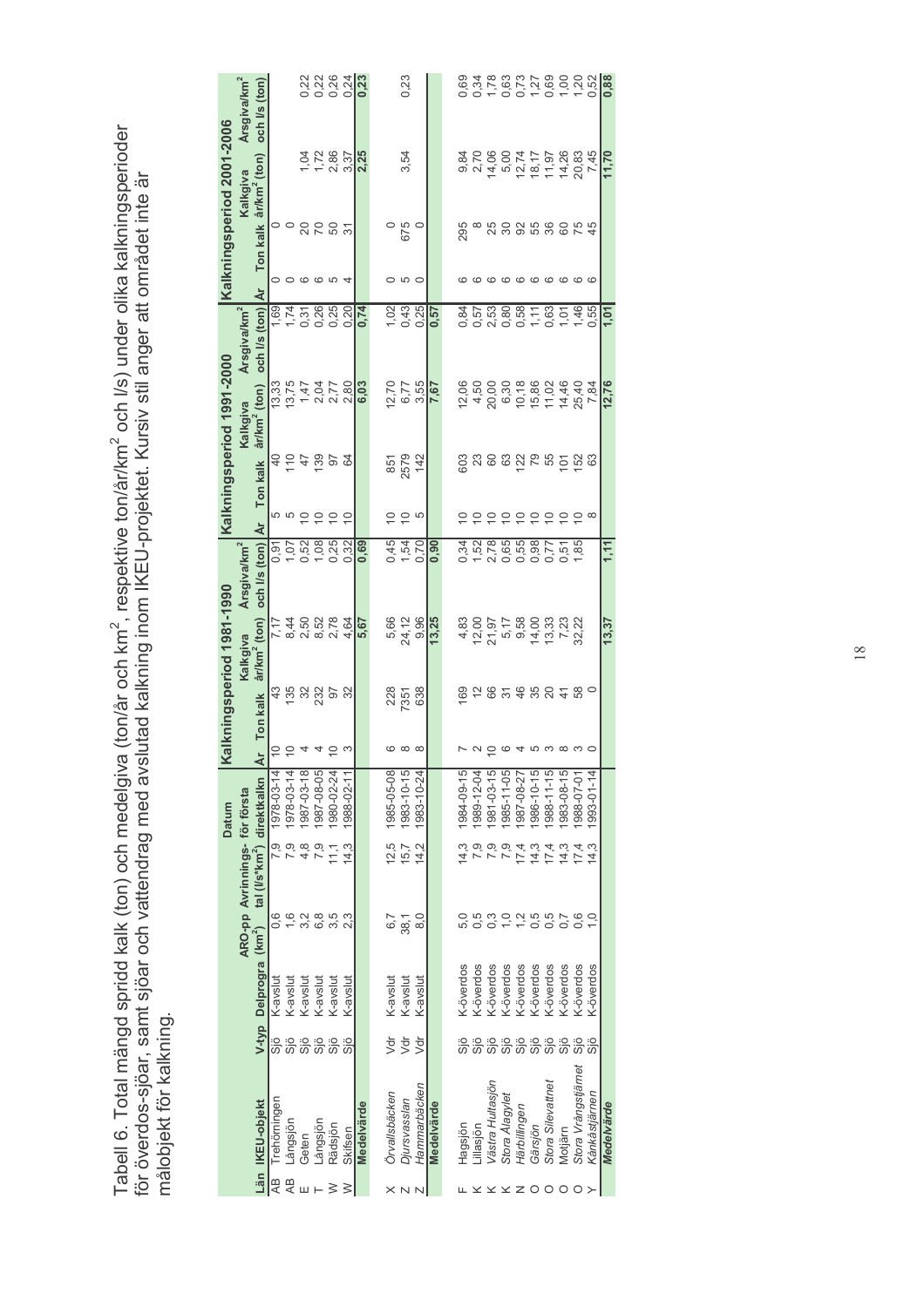Tabell 6. Total mängd spridd kalk (ton) och medelgiva (ton/år/km$^2$, respektive ton/år/km$^2$ och l/s) under olika kalkningsperioder för överdos-sjöar, samt sjöar och vattendrag med avslutad kalkning inom IKEU-projektet. Kursiv stil anger att området inte är målobjekt för kalkning.

| Län | IKEU-objekt | V-typ | Delprogra | ARO-pp (km$^2$) | Avrinnings-tal (l/s*km$^2$) | Datum för första direktkalkn | Kalkningsperiod 1981-1990 År | Ton kalk | Kalkgiva år/km$^2$ (ton) | Årsgiva/km$^2$ och l/s (ton) | Kalkningsperiod 1991-2000 År | Ton kalk | Kalkgiva år/km$^2$ (ton) | Årsgiva/km$^2$ och l/s (ton) | Kalkningsperiod 2001-2006 År | Ton kalk | Kalkgiva år/km$^2$ (ton) | Årsgiva/km$^2$ och l/s (ton) |
|---|---|---|---|---|---|---|---|---|---|---|---|---|---|---|---|---|---|---|
| AB | Trehörningen | Sjö | K-avslut | 0,6 | 7,9 | 1978-03-14 | 10 | 43 | 7,17 | 0,91 | 5 | 40 | 13,33 | 1,69 | 0 | 0 | | |
| AB | Långsjön | Sjö | K-avslut | 1,6 | 7,9 | 1978-03-14 | 10 | 135 | 8,44 | 1,07 | 5 | 110 | 13,75 | 1,74 | 0 | 0 | | |
| E | Geten | Sjö | K-avslut | 3,2 | 4,8 | 1987-03-18 | 4 | 32 | 2,50 | 0,52 | 10 | 47 | 1,47 | 0,31 | 6 | 20 | 1,04 | 0,22 |
| T | Långsjön | Sjö | K-avslut | 6,8 | 7,9 | 1987-08-05 | 4 | 232 | 8,52 | 1,08 | 10 | 139 | 2,04 | 0,26 | 6 | 70 | 1,72 | 0,22 |
| W | Rådsjön | Sjö | K-avslut | 3,5 | 11,1 | 1980-02-24 | 10 | 97 | 2,78 | 0,25 | 10 | 97 | 2,77 | 0,25 | 5 | 50 | 2,86 | 0,26 |
| W | Skifsen | Sjö | K-avslut | 2,3 | 14,3 | 1988-02-11 | 3 | 32 | 4,64 | 0,32 | 10 | 64 | 2,80 | 0,20 | 4 | 31 | 3,37 | 0,24 |
| | **Medelvärde** | | | | | | | | **5,67** | **0,69** | | | **6,03** | **0,74** | | | **2,25** | **0,23** |
| X | *Örvallsbäcken* | Vdr | K-avslut | 6,7 | 12,5 | 1985-05-08 | 6 | 228 | 5,66 | 0,45 | 10 | 851 | 12,70 | 1,02 | 0 | 0 | | |
| Z | *Djursvasslan* | Vdr | K-avslut | 38,1 | 15,7 | 1983-10-15 | 8 | 7351 | 24,12 | 1,54 | 10 | 2579 | 6,77 | 0,43 | 5 | 675 | 3,54 | 0,23 |
| Z | *Hammarbäcken* | Vdr | K-avslut | 8,0 | 14,2 | 1983-10-24 | 8 | 638 | 9,96 | 0,70 | 5 | 142 | 3,55 | 0,25 | 0 | 0 | | |
| | **Medelvärde** | | | | | | | | **13,25** | **0,90** | | | **7,67** | **0,57** | | | | |
| F | Hagsjön | Sjö | K-överdos | 5,0 | 14,3 | 1984-09-15 | 7 | 169 | 4,83 | 0,34 | 10 | 603 | 12,06 | 0,84 | 6 | 295 | 9,84 | 0,69 |
| K | Lillasjön | Sjö | K-överdos | 0,5 | 7,9 | 1989-12-04 | 2 | 12 | 12,00 | 1,52 | 10 | 23 | 4,50 | 0,57 | 6 | 8 | 2,70 | 0,34 |
| K | *Västra Hultasjön* | Sjö | K-överdos | 0,3 | 7,9 | 1981-03-15 | 10 | 66 | 21,97 | 2,78 | 10 | 60 | 20,00 | 2,53 | 6 | 25 | 14,06 | 1,78 |
| K | *Stora Alagylet* | Sjö | K-överdos | 1,0 | 7,9 | 1985-11-05 | 6 | 31 | 5,17 | 0,65 | 10 | 63 | 6,30 | 0,80 | 6 | 30 | 5,00 | 0,63 |
| N | *Härbillingen* | Sjö | K-överdos | 1,2 | 17,4 | 1987-08-27 | 4 | 46 | 9,58 | 0,55 | 10 | 122 | 10,18 | 0,58 | 6 | 92 | 12,74 | 0,73 |
| O | *Gärsjön* | Sjö | K-överdos | 0,5 | 14,3 | 1986-10-15 | 5 | 35 | 14,00 | 0,98 | 10 | 79 | 15,86 | 1,11 | 6 | 55 | 18,17 | 1,27 |
| O | *Stora Silevattnet* | Sjö | K-överdos | 0,5 | 17,4 | 1988-11-15 | 3 | 20 | 13,33 | 0,77 | 10 | 55 | 11,02 | 0,63 | 6 | 36 | 11,97 | 0,69 |
| O | Mötjärn | Sjö | K-överdos | 0,7 | 14,3 | 1983-08-15 | 8 | 41 | 7,23 | 0,51 | 10 | 101 | 14,46 | 1,01 | 6 | 60 | 14,26 | 1,00 |
| O | *Stora Vrångstjärnet* | Sjö | K-överdos | 0,6 | 17,4 | 1988-07-01 | 3 | 58 | 32,22 | 1,85 | 10 | 152 | 25,40 | 1,46 | 6 | 75 | 20,83 | 1,20 |
| Y | *Kånkåstjärnen* | Sjö | K-överdos | 1,0 | 14,3 | 1993-01-14 | 0 | 0 | | | 8 | 63 | 7,84 | 0,55 | 6 | 45 | 7,45 | 0,52 |
| | **Medelvärde** | | | | | | | | **13,37** | **1,11** | | | **12,76** | **1,01** | | | **11,70** | **0,88** |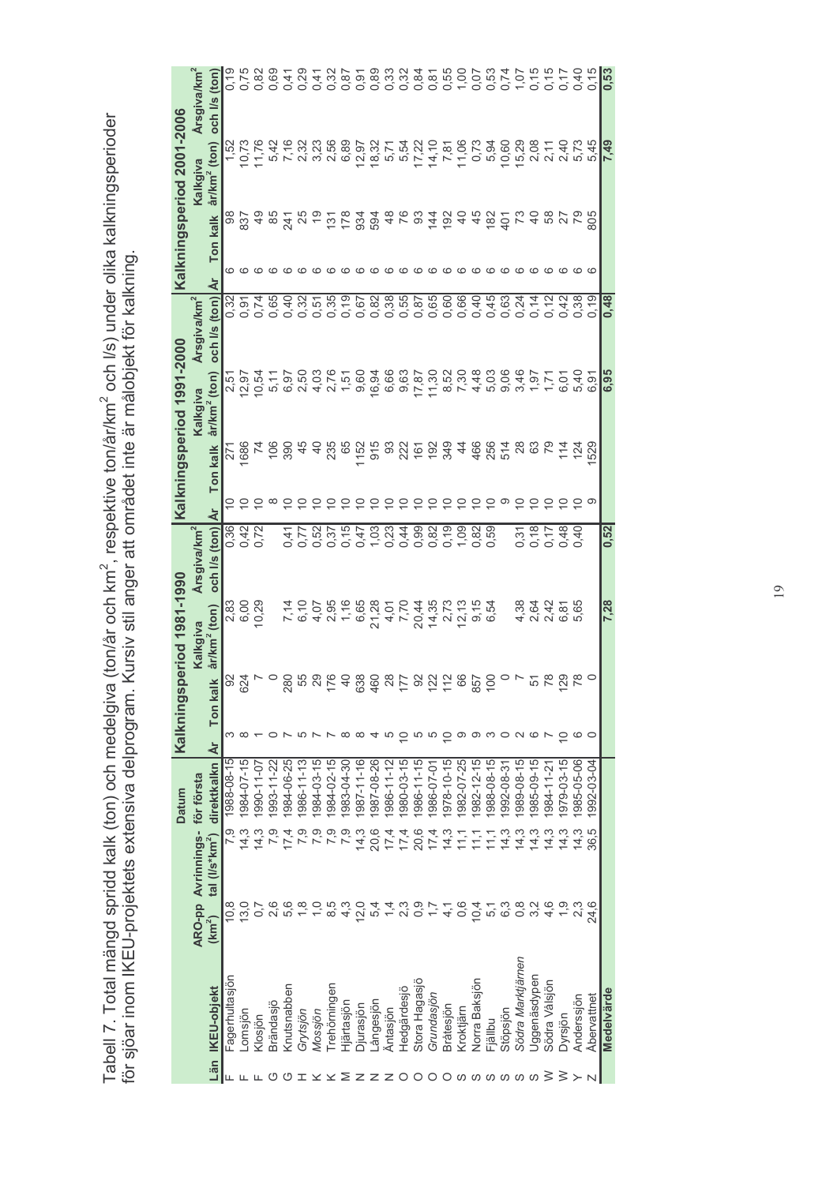Tabell 7. Total mängd spridd kalk (ton) och medelgiva (ton/år/km$^2$, respektive ton/år/km$^2$ och l/s) under olika kalkningsperioder för sjöar inom IKEU-projektets extensiva delprogram. Kursiv stil anger att området inte är målobjekt för kalkning.

| | | | | Datum | Kalkningsperiod 1981-1990 | | | | Kalkningsperiod 1991-2000 | | | | Kalkningsperiod 2001-2006 | | | |
|---|---|---|---|---|---|---|---|---|---|---|---|---|---|---|---|---|
| Län | IKEU-objekt | ARO-pp (km$^2$) | Avrinnings-tal (l/s*km$^2$) | för första direktkalkn | År | Ton kalk | Kalkgiva år/km$^2$ (ton) | Årsgiva/km$^2$ och l/s (ton) | År | Ton kalk | Kalkgiva år/km$^2$ (ton) | Årsgiva/km$^2$ och l/s (ton) | År | Ton kalk | Kalkgiva år/km$^2$ (ton) | Årsgiva/km$^2$ och l/s (ton) |
| F | Fagerhultasjön | 10,8 | 7,9 | 1988-08-15 | 3 | 92 | 2,83 | 0,36 | 10 | 271 | 2,51 | 0,32 | 6 | 98 | 1,52 | 0,19 |
| F | Lomsjön | 13,0 | 14,3 | 1984-07-15 | 8 | 624 | 6,00 | 0,42 | 10 | 1686 | 12,97 | 0,91 | 6 | 837 | 10,73 | 0,75 |
| F | Klosjön | 0,7 | 14,3 | 1990-11-07 | 1 | 7 | 10,29 | 0,72 | 10 | 74 | 10,54 | 0,74 | 6 | 49 | 11,76 | 0,82 |
| G | Brändasjö | 2,6 | 7,9 | 1993-11-22 | 0 | 0 | | | 8 | 106 | 5,11 | 0,65 | 6 | 85 | 5,42 | 0,69 |
| G | Knutsnabben | 5,6 | 17,4 | 1984-06-25 | 7 | 280 | 7,14 | 0,41 | 10 | 390 | 6,97 | 0,40 | 6 | 241 | 7,16 | 0,41 |
| H | *Grytsjön* | 1,8 | 7,9 | 1986-11-13 | 5 | 55 | 6,10 | 0,77 | 10 | 45 | 2,50 | 0,32 | 6 | 25 | 2,32 | 0,29 |
| K | *Mossjön* | 1,0 | 7,9 | 1984-03-15 | 7 | 29 | 4,07 | 0,52 | 10 | 40 | 4,03 | 0,51 | 6 | 19 | 3,23 | 0,41 |
| K | Trehörningen | 8,5 | 7,9 | 1984-02-15 | 7 | 176 | 2,95 | 0,37 | 10 | 235 | 2,76 | 0,35 | 6 | 131 | 2,56 | 0,32 |
| M | Hjärtasjön | 4,3 | 7,9 | 1983-04-30 | 8 | 40 | 1,16 | 0,15 | 10 | 65 | 1,51 | 0,19 | 6 | 178 | 6,89 | 0,87 |
| N | Djurasjön | 12,0 | 14,3 | 1987-11-16 | 8 | 638 | 6,65 | 0,47 | 10 | 1152 | 9,60 | 0,67 | 6 | 934 | 12,97 | 0,91 |
| N | Långesjön | 5,4 | 20,6 | 1987-08-26 | 4 | 460 | 21,28 | 1,03 | 10 | 915 | 16,94 | 0,82 | 6 | 594 | 18,32 | 0,89 |
| N | Äntasjön | 1,4 | 17,4 | 1986-11-12 | 5 | 28 | 4,01 | 0,23 | 10 | 93 | 6,66 | 0,38 | 6 | 48 | 5,71 | 0,33 |
| O | Hedgärdesjö | 2,3 | 17,4 | 1980-03-15 | 10 | 177 | 7,70 | 0,44 | 10 | 222 | 9,63 | 0,55 | 6 | 76 | 5,54 | 0,32 |
| O | Stora Hagasjö | 0,9 | 20,6 | 1986-11-15 | 5 | 92 | 20,44 | 0,99 | 10 | 161 | 17,87 | 0,87 | 6 | 93 | 17,22 | 0,84 |
| O | *Grundasjön* | 1,7 | 17,4 | 1986-07-01 | 5 | 122 | 14,35 | 0,82 | 10 | 192 | 11,30 | 0,65 | 6 | 144 | 14,10 | 0,81 |
| O | Brätesjön | 4,1 | 14,3 | 1978-10-15 | 10 | 112 | 2,73 | 0,19 | 10 | 349 | 8,52 | 0,60 | 6 | 192 | 7,81 | 0,55 |
| S | Kroktjärn | 0,6 | 11,1 | 1982-07-25 | 9 | 66 | 12,13 | 1,09 | 10 | 44 | 7,30 | 0,66 | 6 | 40 | 11,06 | 1,00 |
| S | Norra Baksjön | 10,4 | 11,1 | 1982-12-15 | 9 | 857 | 9,15 | 0,82 | 10 | 466 | 4,48 | 0,40 | 6 | 45 | 0,73 | 0,07 |
| S | Fjällbu | 5,1 | 11,1 | 1988-08-15 | 3 | 100 | 6,54 | 0,59 | 10 | 256 | 5,03 | 0,45 | 6 | 182 | 5,94 | 0,53 |
| S | Stöpsjön | 6,3 | 14,3 | 1992-08-31 | 0 | 0 | | | 9 | 514 | 9,06 | 0,63 | 6 | 401 | 10,60 | 0,74 |
| S | *Södra Marktjärnen* | 0,8 | 14,3 | 1989-08-15 | 2 | 7 | 4,38 | 0,31 | 10 | 28 | 3,46 | 0,24 | 6 | 73 | 15,29 | 1,07 |
| S | Uggenäsdypen | 3,2 | 14,3 | 1985-09-15 | 6 | 51 | 2,64 | 0,18 | 10 | 63 | 1,97 | 0,14 | 6 | 40 | 2,08 | 0,15 |
| W | Södra Välsjön | 4,6 | 14,3 | 1984-11-21 | 7 | 78 | 2,42 | 0,17 | 10 | 79 | 1,71 | 0,12 | 6 | 58 | 2,11 | 0,15 |
| W | Dyrsjön | 1,9 | 14,3 | 1979-03-15 | 10 | 129 | 6,81 | 0,48 | 10 | 114 | 6,01 | 0,42 | 6 | 27 | 2,40 | 0,17 |
| Y | Anderssjön | 2,3 | 14,3 | 1985-05-06 | 6 | 78 | 5,65 | 0,40 | 10 | 124 | 5,40 | 0,38 | 6 | 79 | 5,73 | 0,40 |
| Z | Åbervattnet | 24,6 | 36,5 | 1992-03-04 | 0 | 0 | | | 9 | 1529 | 6,91 | 0,19 | 6 | 805 | 5,45 | 0,15 |
| | **Medelvärde** | | | | | | **7,28** | **0,52** | | | **6,95** | **0,48** | | | **7,49** | **0,53** |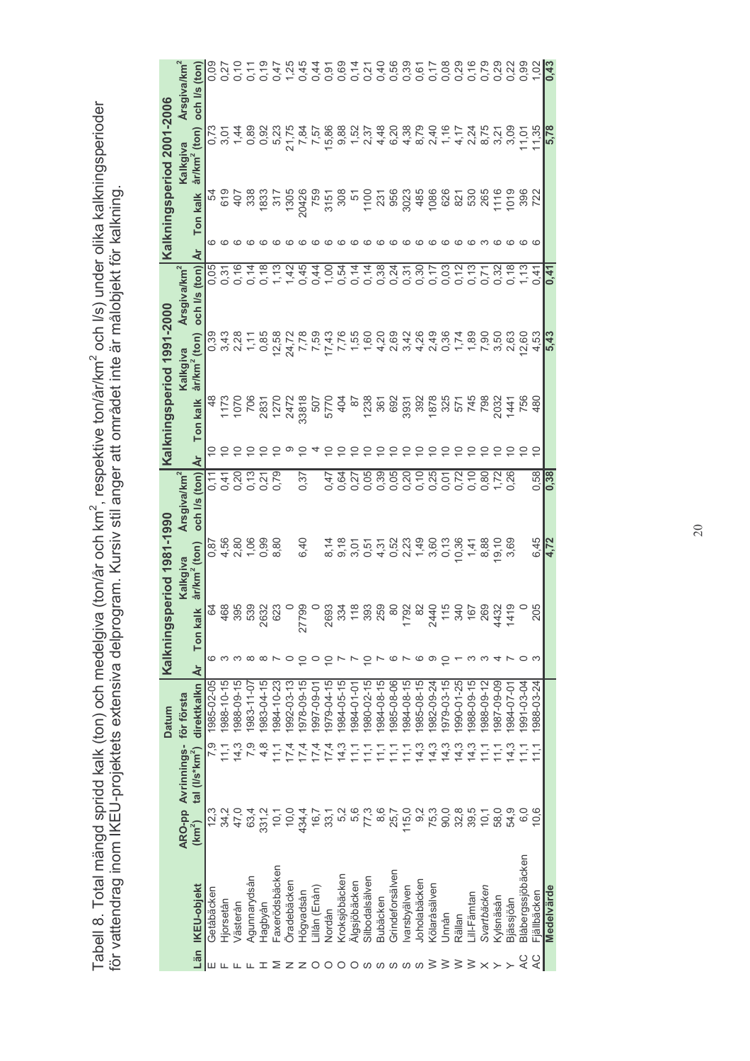Tabell 8. Total mängd spridd kalk (ton) och medelgiva (ton/år/km$^2$, respektive ton/år/km$^2$ och l/s) under olika kalkningsperioder för vattendrag inom IKEU-projektets extensiva delprogram. Kursiv stil anger att området inte är målobjekt för kalkning.

| Län | IKEU-objekt | ARO-pp (km$^2$) | Avrinnings-tal (l/s*km$^2$) | Datum för första direktkalkn | Kalkningsperiod 1981-1990 | | | | Kalkningsperiod 1991-2000 | | | | Kalkningsperiod 2001-2006 | | | |
|---|---|---|---|---|---|---|---|---|---|---|---|---|---|---|---|---|
| | | | | | År | Ton kalk | Kalkgiva år/km$^2$ (ton) | Årsgiva/km$^2$ och l/s (ton) | År | Ton kalk | Kalkgiva år/km$^2$ (ton) | Årsgiva/km$^2$ och l/s (ton) | År | Ton kalk | Kalkgiva år/km$^2$ (ton) | Årsgiva/km$^2$ och l/s (ton) |
| E | Getåbäcken | 12,3 | 7,9 | 1985-02-05 | 6 | 64 | 0,87 | 0,11 | 10 | 48 | 0,39 | 0,05 | 6 | 54 | 0,73 | 0,09 |
| F | Hjorsetån | 34,2 | 11,1 | 1988-10-15 | 3 | 468 | 4,56 | 0,41 | 10 | 1173 | 3,43 | 0,31 | 6 | 619 | 3,01 | 0,27 |
| F | Västerån | 47,0 | 14,3 | 1988-09-15 | 3 | 395 | 2,80 | 0,20 | 10 | 1070 | 2,28 | 0,16 | 6 | 407 | 1,44 | 0,10 |
| F | Agunnarydsån | 63,4 | 7,9 | 1983-11-07 | 8 | 539 | 1,06 | 0,13 | 10 | 706 | 1,11 | 0,14 | 6 | 338 | 0,89 | 0,11 |
| H | Hagbyån | 331,2 | 4,8 | 1983-04-15 | 8 | 2632 | 0,99 | 0,21 | 10 | 2831 | 0,85 | 0,18 | 6 | 1833 | 0,92 | 0,19 |
| M | Faxerödsbäcken | 10,1 | 11,1 | 1984-10-23 | 7 | 623 | 8,80 | 0,79 | 10 | 1270 | 12,58 | 1,13 | 6 | 317 | 5,23 | 0,47 |
| N | Öradebäcken | 10,0 | 17,4 | 1992-03-13 | 0 | 0 | | | 9 | 2472 | 24,72 | 1,42 | 6 | 1305 | 21,75 | 1,25 |
| N | Högvadsån | 434,4 | 17,4 | 1978-09-15 | 10 | 27799 | 6,40 | 0,37 | 10 | 33818 | 7,78 | 0,45 | 6 | 20426 | 7,84 | 0,45 |
| O | Lillån (Enån) | 16,7 | 17,4 | 1997-09-01 | 0 | 0 | | | 4 | 507 | 7,59 | 0,44 | 6 | 759 | 7,57 | 0,44 |
| O | Nordån | 33,1 | 17,4 | 1979-04-15 | 10 | 2693 | 8,14 | 0,47 | 10 | 5770 | 17,43 | 1,00 | 6 | 3151 | 15,86 | 0,91 |
| O | Kroksjöbäcken | 5,2 | 14,3 | 1984-05-15 | 7 | 334 | 9,18 | 0,64 | 10 | 404 | 7,76 | 0,54 | 6 | 308 | 9,88 | 0,69 |
| O | Älgsjöbäcken | 5,6 | 11,1 | 1984-01-01 | 7 | 118 | 3,01 | 0,27 | 10 | 87 | 1,55 | 0,14 | 6 | 51 | 1,52 | 0,14 |
| S | Silbodalsälven | 77,3 | 11,1 | 1980-02-15 | 10 | 393 | 0,51 | 0,05 | 10 | 1238 | 1,60 | 0,14 | 6 | 1100 | 2,37 | 0,21 |
| S | Bubäcken | 8,6 | 11,1 | 1984-08-15 | 7 | 259 | 4,31 | 0,39 | 10 | 361 | 4,20 | 0,38 | 6 | 231 | 4,48 | 0,40 |
| S | Grinderforsälven | 25,7 | 11,1 | 1985-08-06 | 6 | 80 | 0,52 | 0,05 | 10 | 692 | 2,69 | 0,24 | 6 | 956 | 6,20 | 0,56 |
| S | Ivarsbyälven | 115,0 | 11,1 | 1984-08-15 | 7 | 1792 | 2,23 | 0,20 | 10 | 3931 | 3,42 | 0,31 | 6 | 3023 | 4,38 | 0,39 |
| S | Joholabäcken | 9,2 | 14,3 | 1985-08-15 | 6 | 82 | 1,49 | 0,10 | 10 | 392 | 4,26 | 0,30 | 6 | 485 | 8,79 | 0,61 |
| W | Kölaråsälven | 75,3 | 14,3 | 1982-09-24 | 9 | 2440 | 3,60 | 0,25 | 10 | 1878 | 2,49 | 0,17 | 6 | 1086 | 2,40 | 0,17 |
| W | Unnån | 90,0 | 14,3 | 1979-03-15 | 10 | 115 | 0,13 | 0,01 | 10 | 325 | 0,36 | 0,03 | 6 | 626 | 1,16 | 0,08 |
| W | Rällan | 32,8 | 14,3 | 1990-01-25 | 1 | 340 | 10,36 | 0,72 | 10 | 571 | 1,74 | 0,12 | 6 | 821 | 4,17 | 0,29 |
| W | Lill-Fämtan | 39,5 | 14,3 | 1988-09-15 | 3 | 167 | 1,41 | 0,10 | 10 | 745 | 1,89 | 0,13 | 6 | 530 | 2,24 | 0,16 |
| X | *Svartbäcken* | 10,1 | 11,1 | 1988-09-12 | 3 | 269 | 8,88 | 0,80 | 10 | 798 | 7,90 | 0,71 | 3 | 265 | 8,75 | 0,79 |
| Y | Kylsnäsån | 58,0 | 11,1 | 1987-09-09 | 4 | 4432 | 19,10 | 1,72 | 10 | 2032 | 3,50 | 0,32 | 6 | 1116 | 3,21 | 0,29 |
| Y | Bjässjöån | 54,9 | 14,3 | 1984-07-01 | 7 | 1419 | 3,69 | 0,26 | 10 | 1441 | 2,63 | 0,18 | 6 | 1019 | 3,09 | 0,22 |
| AC | Blåbergssjöbäcken | 6,0 | 11,1 | 1991-03-04 | 0 | 0 | | | 10 | 756 | 12,60 | 1,13 | 6 | 396 | 11,01 | 0,99 |
| AC | Fjällbäcken | 10,6 | 11,1 | 1988-03-24 | 3 | 205 | 6,45 | 0,58 | 10 | 480 | 4,53 | 0,41 | 6 | 722 | 11,35 | 1,02 |
| | **Medelvärde** | | | | | | **4,72** | **0,38** | | | **5,43** | **0,41** | | | **5,78** | **0,43** |